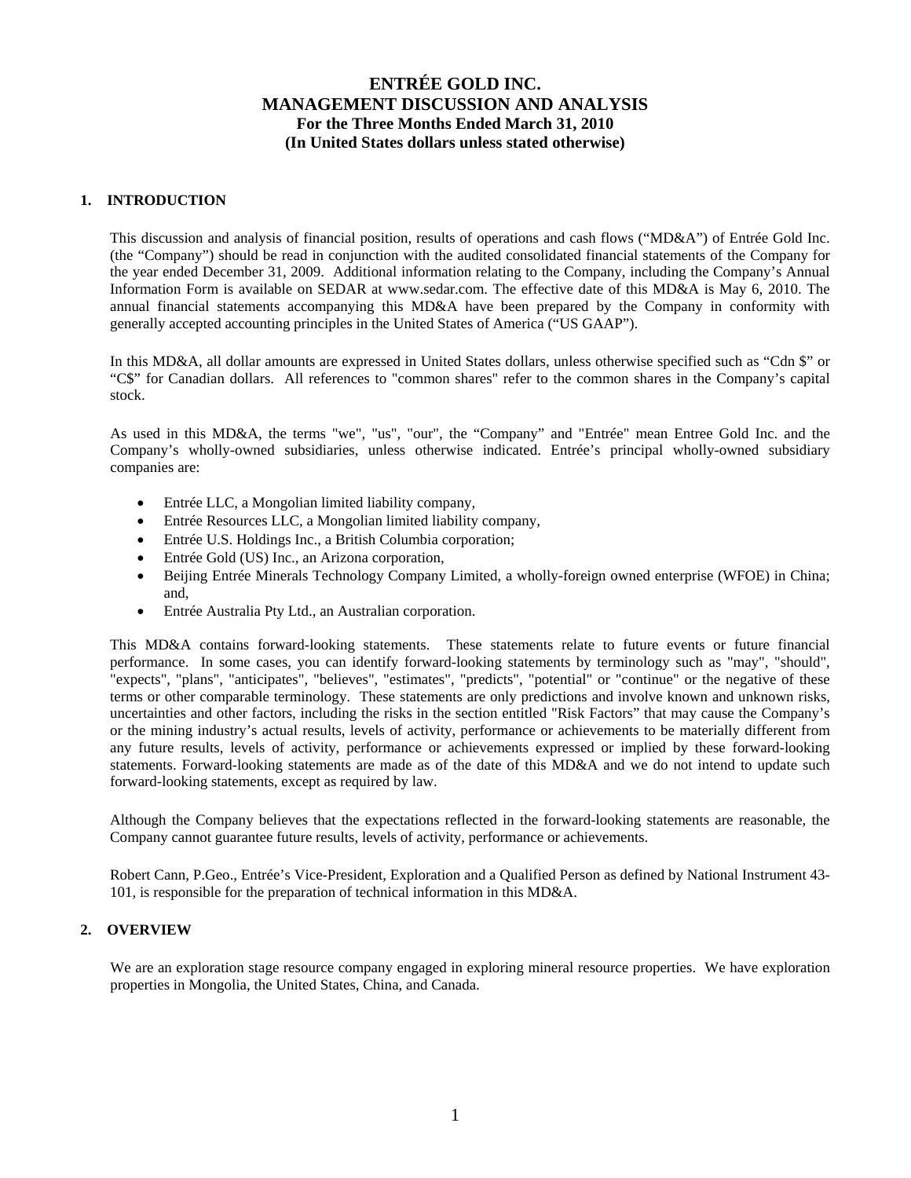# ENTRÉE GOLD INC.
# MANAGEMENT DISCUSSION AND ANALYSIS
## For the Three Months Ended March 31, 2010
## (In United States dollars unless stated otherwise)

## 1. INTRODUCTION

This discussion and analysis of financial position, results of operations and cash flows ("MD&A") of Entrée Gold Inc. (the "Company") should be read in conjunction with the audited consolidated financial statements of the Company for the year ended December 31, 2009. Additional information relating to the Company, including the Company's Annual Information Form is available on SEDAR at www.sedar.com. The effective date of this MD&A is May 6, 2010. The annual financial statements accompanying this MD&A have been prepared by the Company in conformity with generally accepted accounting principles in the United States of America ("US GAAP").

In this MD&A, all dollar amounts are expressed in United States dollars, unless otherwise specified such as "Cdn $" or "C$" for Canadian dollars. All references to "common shares" refer to the common shares in the Company's capital stock.

As used in this MD&A, the terms "we", "us", "our", the "Company" and "Entrée" mean Entree Gold Inc. and the Company's wholly-owned subsidiaries, unless otherwise indicated. Entrée's principal wholly-owned subsidiary companies are:

- Entrée LLC, a Mongolian limited liability company,
- Entrée Resources LLC, a Mongolian limited liability company,
- Entrée U.S. Holdings Inc., a British Columbia corporation;
- Entrée Gold (US) Inc., an Arizona corporation,
- Beijing Entrée Minerals Technology Company Limited, a wholly-foreign owned enterprise (WFOE) in China; and,
- Entrée Australia Pty Ltd., an Australian corporation.

This MD&A contains forward-looking statements. These statements relate to future events or future financial performance. In some cases, you can identify forward-looking statements by terminology such as "may", "should", "expects", "plans", "anticipates", "believes", "estimates", "predicts", "potential" or "continue" or the negative of these terms or other comparable terminology. These statements are only predictions and involve known and unknown risks, uncertainties and other factors, including the risks in the section entitled "Risk Factors" that may cause the Company's or the mining industry's actual results, levels of activity, performance or achievements to be materially different from any future results, levels of activity, performance or achievements expressed or implied by these forward-looking statements. Forward-looking statements are made as of the date of this MD&A and we do not intend to update such forward-looking statements, except as required by law.

Although the Company believes that the expectations reflected in the forward-looking statements are reasonable, the Company cannot guarantee future results, levels of activity, performance or achievements.

Robert Cann, P.Geo., Entrée's Vice-President, Exploration and a Qualified Person as defined by National Instrument 43-101, is responsible for the preparation of technical information in this MD&A.

## 2. OVERVIEW

We are an exploration stage resource company engaged in exploring mineral resource properties. We have exploration properties in Mongolia, the United States, China, and Canada.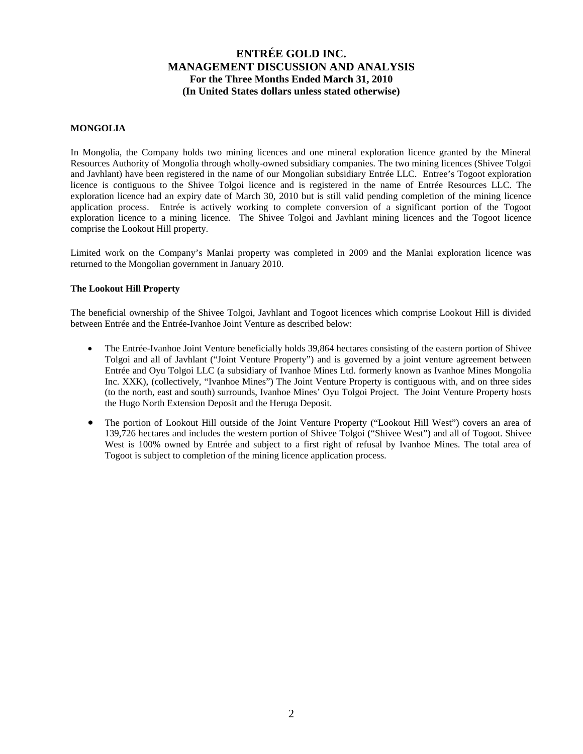## MONGOLIA

In Mongolia, the Company holds two mining licences and one mineral exploration licence granted by the Mineral Resources Authority of Mongolia through wholly-owned subsidiary companies. The two mining licences (Shivee Tolgoi and Javhlant) have been registered in the name of our Mongolian subsidiary Entrée LLC. Entree's Togoot exploration licence is contiguous to the Shivee Tolgoi licence and is registered in the name of Entrée Resources LLC. The exploration licence had an expiry date of March 30, 2010 but is still valid pending completion of the mining licence application process. Entrée is actively working to complete conversion of a significant portion of the Togoot exploration licence to a mining licence. The Shivee Tolgoi and Javhlant mining licences and the Togoot licence comprise the Lookout Hill property.

Limited work on the Company's Manlai property was completed in 2009 and the Manlai exploration licence was returned to the Mongolian government in January 2010.

### The Lookout Hill Property

The beneficial ownership of the Shivee Tolgoi, Javhlant and Togoot licences which comprise Lookout Hill is divided between Entrée and the Entrée-Ivanhoe Joint Venture as described below:

- The Entrée-Ivanhoe Joint Venture beneficially holds 39,864 hectares consisting of the eastern portion of Shivee Tolgoi and all of Javhlant ("Joint Venture Property") and is governed by a joint venture agreement between Entrée and Oyu Tolgoi LLC (a subsidiary of Ivanhoe Mines Ltd. formerly known as Ivanhoe Mines Mongolia Inc. XXK), (collectively, "Ivanhoe Mines") The Joint Venture Property is contiguous with, and on three sides (to the north, east and south) surrounds, Ivanhoe Mines' Oyu Tolgoi Project. The Joint Venture Property hosts the Hugo North Extension Deposit and the Heruga Deposit.
- The portion of Lookout Hill outside of the Joint Venture Property ("Lookout Hill West") covers an area of 139,726 hectares and includes the western portion of Shivee Tolgoi ("Shivee West") and all of Togoot. Shivee West is 100% owned by Entrée and subject to a first right of refusal by Ivanhoe Mines. The total area of Togoot is subject to completion of the mining licence application process.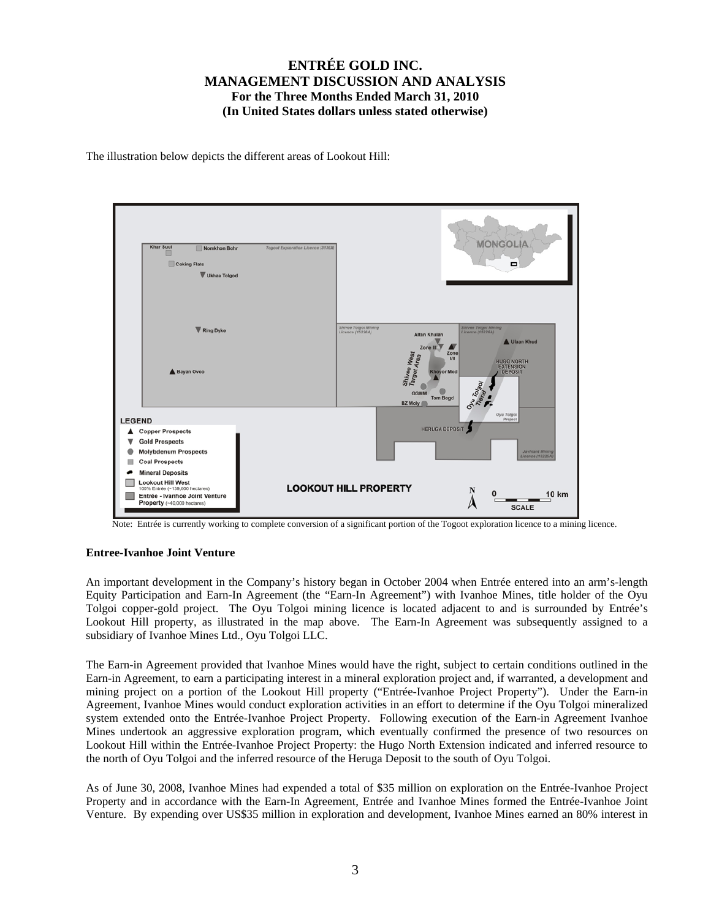The illustration below depicts the different areas of Lookout Hill:

Khar Suul
Nomkhon Bohr
Togoot Exploration Licence (3136X)
Coking Flats
Ukhaa Tolgod
Ring Dyke
Bayan Ovoo
MONGOLIA
Shivee Tolgoi Mining Licence (15226A)
Altan Khulan
Zone III
Zone I/II
Shivee West Target Area
Khoyor Mod
GGMM
Tom Bogd
BZ Moly
Ulaan Khud
HUGO NORTH EXTENSION DEPOSIT
Oyu Tolgoi Trend
Oyu Tolgoi Project
HERUGA DEPOSIT
Javhlant Mining Licence (15225A)

LEGEND
Copper Prospects
Gold Prospects
Molybdenum Prospects
Coal Prospects
Mineral Deposits
Lookout Hill West 100% Entrée (~139,000 hectares)
Entrée - Ivanhoe Joint Venture Property (~40,000 hectares)

LOOKOUT HILL PROPERTY

N
0 10 km
SCALE

Note: Entrée is currently working to complete conversion of a significant portion of the Togoot exploration licence to a mining licence.

**Entree-Ivanhoe Joint Venture**

An important development in the Company's history began in October 2004 when Entrée entered into an arm's-length Equity Participation and Earn-In Agreement (the "Earn-In Agreement") with Ivanhoe Mines, title holder of the Oyu Tolgoi copper-gold project. The Oyu Tolgoi mining licence is located adjacent to and is surrounded by Entrée's Lookout Hill property, as illustrated in the map above. The Earn-In Agreement was subsequently assigned to a subsidiary of Ivanhoe Mines Ltd., Oyu Tolgoi LLC.

The Earn-in Agreement provided that Ivanhoe Mines would have the right, subject to certain conditions outlined in the Earn-in Agreement, to earn a participating interest in a mineral exploration project and, if warranted, a development and mining project on a portion of the Lookout Hill property ("Entrée-Ivanhoe Project Property"). Under the Earn-in Agreement, Ivanhoe Mines would conduct exploration activities in an effort to determine if the Oyu Tolgoi mineralized system extended onto the Entrée-Ivanhoe Project Property. Following execution of the Earn-in Agreement Ivanhoe Mines undertook an aggressive exploration program, which eventually confirmed the presence of two resources on Lookout Hill within the Entrée-Ivanhoe Project Property: the Hugo North Extension indicated and inferred resource to the north of Oyu Tolgoi and the inferred resource of the Heruga Deposit to the south of Oyu Tolgoi.

As of June 30, 2008, Ivanhoe Mines had expended a total of $35 million on exploration on the Entrée-Ivanhoe Project Property and in accordance with the Earn-In Agreement, Entrée and Ivanhoe Mines formed the Entrée-Ivanhoe Joint Venture. By expending over US$35 million in exploration and development, Ivanhoe Mines earned an 80% interest in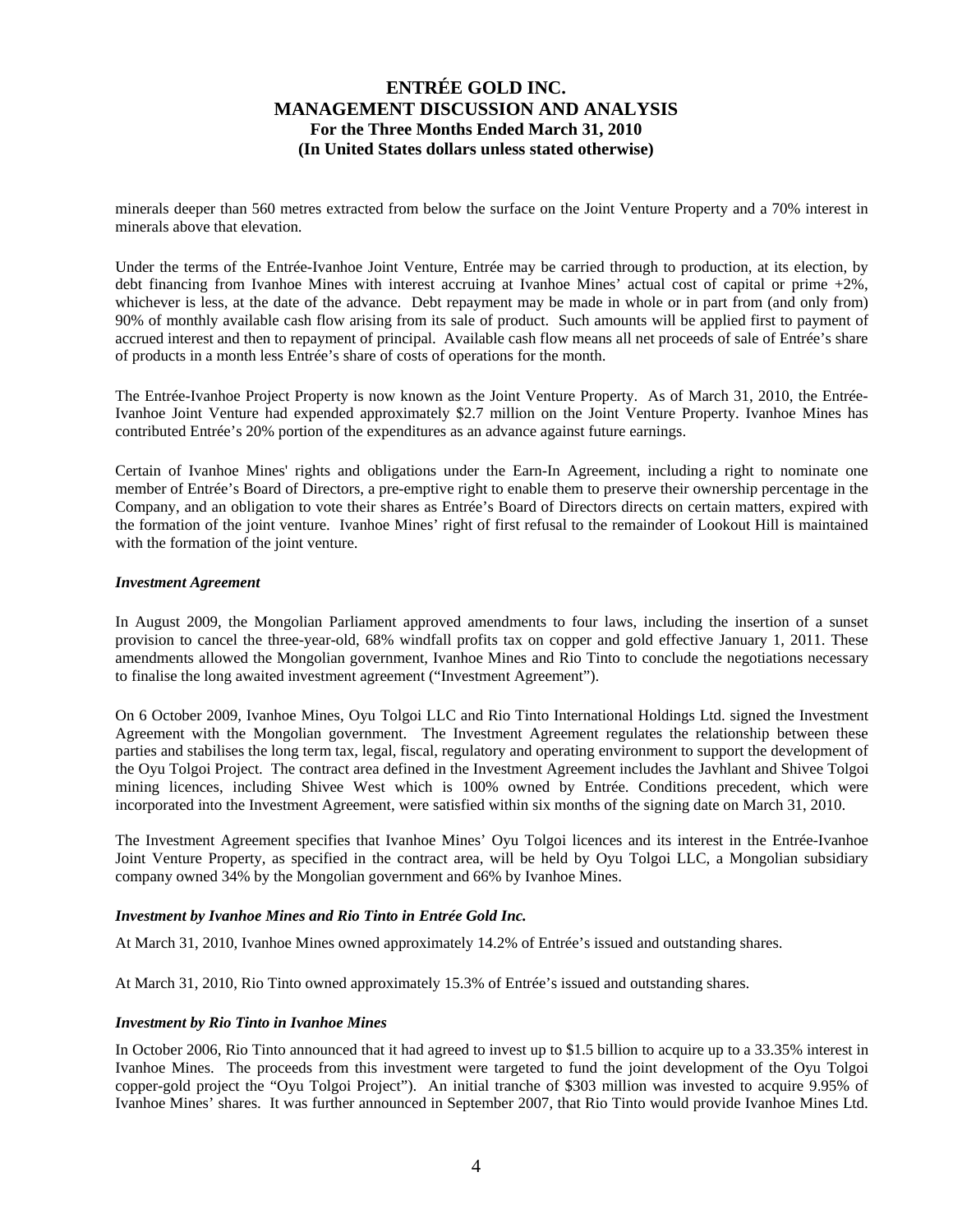minerals deeper than 560 metres extracted from below the surface on the Joint Venture Property and a 70% interest in minerals above that elevation.

Under the terms of the Entrée-Ivanhoe Joint Venture, Entrée may be carried through to production, at its election, by debt financing from Ivanhoe Mines with interest accruing at Ivanhoe Mines' actual cost of capital or prime +2%, whichever is less, at the date of the advance. Debt repayment may be made in whole or in part from (and only from) 90% of monthly available cash flow arising from its sale of product. Such amounts will be applied first to payment of accrued interest and then to repayment of principal. Available cash flow means all net proceeds of sale of Entrée's share of products in a month less Entrée's share of costs of operations for the month.

The Entrée-Ivanhoe Project Property is now known as the Joint Venture Property. As of March 31, 2010, the Entrée-Ivanhoe Joint Venture had expended approximately $2.7 million on the Joint Venture Property. Ivanhoe Mines has contributed Entrée's 20% portion of the expenditures as an advance against future earnings.

Certain of Ivanhoe Mines' rights and obligations under the Earn-In Agreement, including a right to nominate one member of Entrée's Board of Directors, a pre-emptive right to enable them to preserve their ownership percentage in the Company, and an obligation to vote their shares as Entrée's Board of Directors directs on certain matters, expired with the formation of the joint venture. Ivanhoe Mines' right of first refusal to the remainder of Lookout Hill is maintained with the formation of the joint venture.

***Investment Agreement***

In August 2009, the Mongolian Parliament approved amendments to four laws, including the insertion of a sunset provision to cancel the three-year-old, 68% windfall profits tax on copper and gold effective January 1, 2011. These amendments allowed the Mongolian government, Ivanhoe Mines and Rio Tinto to conclude the negotiations necessary to finalise the long awaited investment agreement ("Investment Agreement").

On 6 October 2009, Ivanhoe Mines, Oyu Tolgoi LLC and Rio Tinto International Holdings Ltd. signed the Investment Agreement with the Mongolian government. The Investment Agreement regulates the relationship between these parties and stabilises the long term tax, legal, fiscal, regulatory and operating environment to support the development of the Oyu Tolgoi Project. The contract area defined in the Investment Agreement includes the Javhlant and Shivee Tolgoi mining licences, including Shivee West which is 100% owned by Entrée. Conditions precedent, which were incorporated into the Investment Agreement, were satisfied within six months of the signing date on March 31, 2010.

The Investment Agreement specifies that Ivanhoe Mines' Oyu Tolgoi licences and its interest in the Entrée-Ivanhoe Joint Venture Property, as specified in the contract area, will be held by Oyu Tolgoi LLC, a Mongolian subsidiary company owned 34% by the Mongolian government and 66% by Ivanhoe Mines.

***Investment by Ivanhoe Mines and Rio Tinto in Entrée Gold Inc.***

At March 31, 2010, Ivanhoe Mines owned approximately 14.2% of Entrée's issued and outstanding shares.

At March 31, 2010, Rio Tinto owned approximately 15.3% of Entrée's issued and outstanding shares.

***Investment by Rio Tinto in Ivanhoe Mines***

In October 2006, Rio Tinto announced that it had agreed to invest up to $1.5 billion to acquire up to a 33.35% interest in Ivanhoe Mines. The proceeds from this investment were targeted to fund the joint development of the Oyu Tolgoi copper-gold project the "Oyu Tolgoi Project"). An initial tranche of $303 million was invested to acquire 9.95% of Ivanhoe Mines' shares. It was further announced in September 2007, that Rio Tinto would provide Ivanhoe Mines Ltd.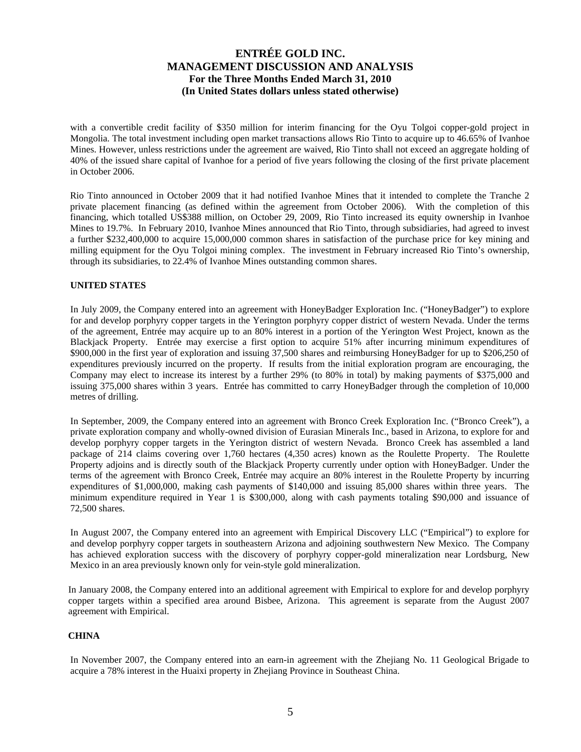with a convertible credit facility of $350 million for interim financing for the Oyu Tolgoi copper-gold project in Mongolia. The total investment including open market transactions allows Rio Tinto to acquire up to 46.65% of Ivanhoe Mines. However, unless restrictions under the agreement are waived, Rio Tinto shall not exceed an aggregate holding of 40% of the issued share capital of Ivanhoe for a period of five years following the closing of the first private placement in October 2006.

Rio Tinto announced in October 2009 that it had notified Ivanhoe Mines that it intended to complete the Tranche 2 private placement financing (as defined within the agreement from October 2006). With the completion of this financing, which totalled US$388 million, on October 29, 2009, Rio Tinto increased its equity ownership in Ivanhoe Mines to 19.7%. In February 2010, Ivanhoe Mines announced that Rio Tinto, through subsidiaries, had agreed to invest a further $232,400,000 to acquire 15,000,000 common shares in satisfaction of the purchase price for key mining and milling equipment for the Oyu Tolgoi mining complex. The investment in February increased Rio Tinto's ownership, through its subsidiaries, to 22.4% of Ivanhoe Mines outstanding common shares.

**UNITED STATES**

In July 2009, the Company entered into an agreement with HoneyBadger Exploration Inc. ("HoneyBadger") to explore for and develop porphyry copper targets in the Yerington porphyry copper district of western Nevada. Under the terms of the agreement, Entrée may acquire up to an 80% interest in a portion of the Yerington West Project, known as the Blackjack Property. Entrée may exercise a first option to acquire 51% after incurring minimum expenditures of $900,000 in the first year of exploration and issuing 37,500 shares and reimbursing HoneyBadger for up to $206,250 of expenditures previously incurred on the property. If results from the initial exploration program are encouraging, the Company may elect to increase its interest by a further 29% (to 80% in total) by making payments of $375,000 and issuing 375,000 shares within 3 years. Entrée has committed to carry HoneyBadger through the completion of 10,000 metres of drilling.

In September, 2009, the Company entered into an agreement with Bronco Creek Exploration Inc. ("Bronco Creek"), a private exploration company and wholly-owned division of Eurasian Minerals Inc., based in Arizona, to explore for and develop porphyry copper targets in the Yerington district of western Nevada. Bronco Creek has assembled a land package of 214 claims covering over 1,760 hectares (4,350 acres) known as the Roulette Property. The Roulette Property adjoins and is directly south of the Blackjack Property currently under option with HoneyBadger. Under the terms of the agreement with Bronco Creek, Entrée may acquire an 80% interest in the Roulette Property by incurring expenditures of $1,000,000, making cash payments of $140,000 and issuing 85,000 shares within three years. The minimum expenditure required in Year 1 is $300,000, along with cash payments totaling $90,000 and issuance of 72,500 shares.

In August 2007, the Company entered into an agreement with Empirical Discovery LLC ("Empirical") to explore for and develop porphyry copper targets in southeastern Arizona and adjoining southwestern New Mexico. The Company has achieved exploration success with the discovery of porphyry copper-gold mineralization near Lordsburg, New Mexico in an area previously known only for vein-style gold mineralization.

In January 2008, the Company entered into an additional agreement with Empirical to explore for and develop porphyry copper targets within a specified area around Bisbee, Arizona. This agreement is separate from the August 2007 agreement with Empirical.

**CHINA**

In November 2007, the Company entered into an earn-in agreement with the Zhejiang No. 11 Geological Brigade to acquire a 78% interest in the Huaixi property in Zhejiang Province in Southeast China.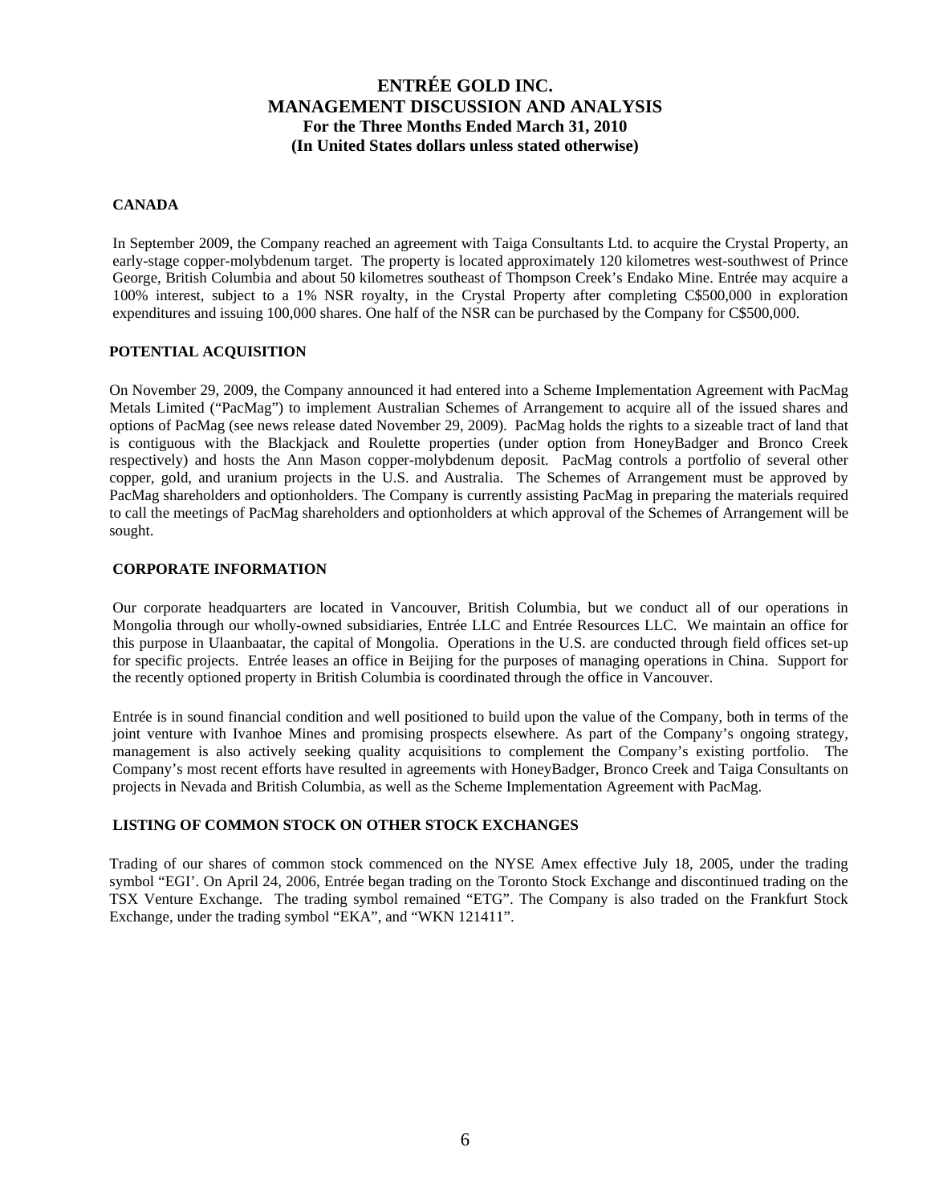## CANADA

In September 2009, the Company reached an agreement with Taiga Consultants Ltd. to acquire the Crystal Property, an early-stage copper-molybdenum target. The property is located approximately 120 kilometres west-southwest of Prince George, British Columbia and about 50 kilometres southeast of Thompson Creek's Endako Mine. Entrée may acquire a 100% interest, subject to a 1% NSR royalty, in the Crystal Property after completing C$500,000 in exploration expenditures and issuing 100,000 shares. One half of the NSR can be purchased by the Company for C$500,000.

## POTENTIAL ACQUISITION

On November 29, 2009, the Company announced it had entered into a Scheme Implementation Agreement with PacMag Metals Limited ("PacMag") to implement Australian Schemes of Arrangement to acquire all of the issued shares and options of PacMag (see news release dated November 29, 2009). PacMag holds the rights to a sizeable tract of land that is contiguous with the Blackjack and Roulette properties (under option from HoneyBadger and Bronco Creek respectively) and hosts the Ann Mason copper-molybdenum deposit. PacMag controls a portfolio of several other copper, gold, and uranium projects in the U.S. and Australia. The Schemes of Arrangement must be approved by PacMag shareholders and optionholders. The Company is currently assisting PacMag in preparing the materials required to call the meetings of PacMag shareholders and optionholders at which approval of the Schemes of Arrangement will be sought.

## CORPORATE INFORMATION

Our corporate headquarters are located in Vancouver, British Columbia, but we conduct all of our operations in Mongolia through our wholly-owned subsidiaries, Entrée LLC and Entrée Resources LLC. We maintain an office for this purpose in Ulaanbaatar, the capital of Mongolia. Operations in the U.S. are conducted through field offices set-up for specific projects. Entrée leases an office in Beijing for the purposes of managing operations in China. Support for the recently optioned property in British Columbia is coordinated through the office in Vancouver.

Entrée is in sound financial condition and well positioned to build upon the value of the Company, both in terms of the joint venture with Ivanhoe Mines and promising prospects elsewhere. As part of the Company's ongoing strategy, management is also actively seeking quality acquisitions to complement the Company's existing portfolio. The Company's most recent efforts have resulted in agreements with HoneyBadger, Bronco Creek and Taiga Consultants on projects in Nevada and British Columbia, as well as the Scheme Implementation Agreement with PacMag.

## LISTING OF COMMON STOCK ON OTHER STOCK EXCHANGES

Trading of our shares of common stock commenced on the NYSE Amex effective July 18, 2005, under the trading symbol "EGI'. On April 24, 2006, Entrée began trading on the Toronto Stock Exchange and discontinued trading on the TSX Venture Exchange. The trading symbol remained "ETG". The Company is also traded on the Frankfurt Stock Exchange, under the trading symbol "EKA", and "WKN 121411".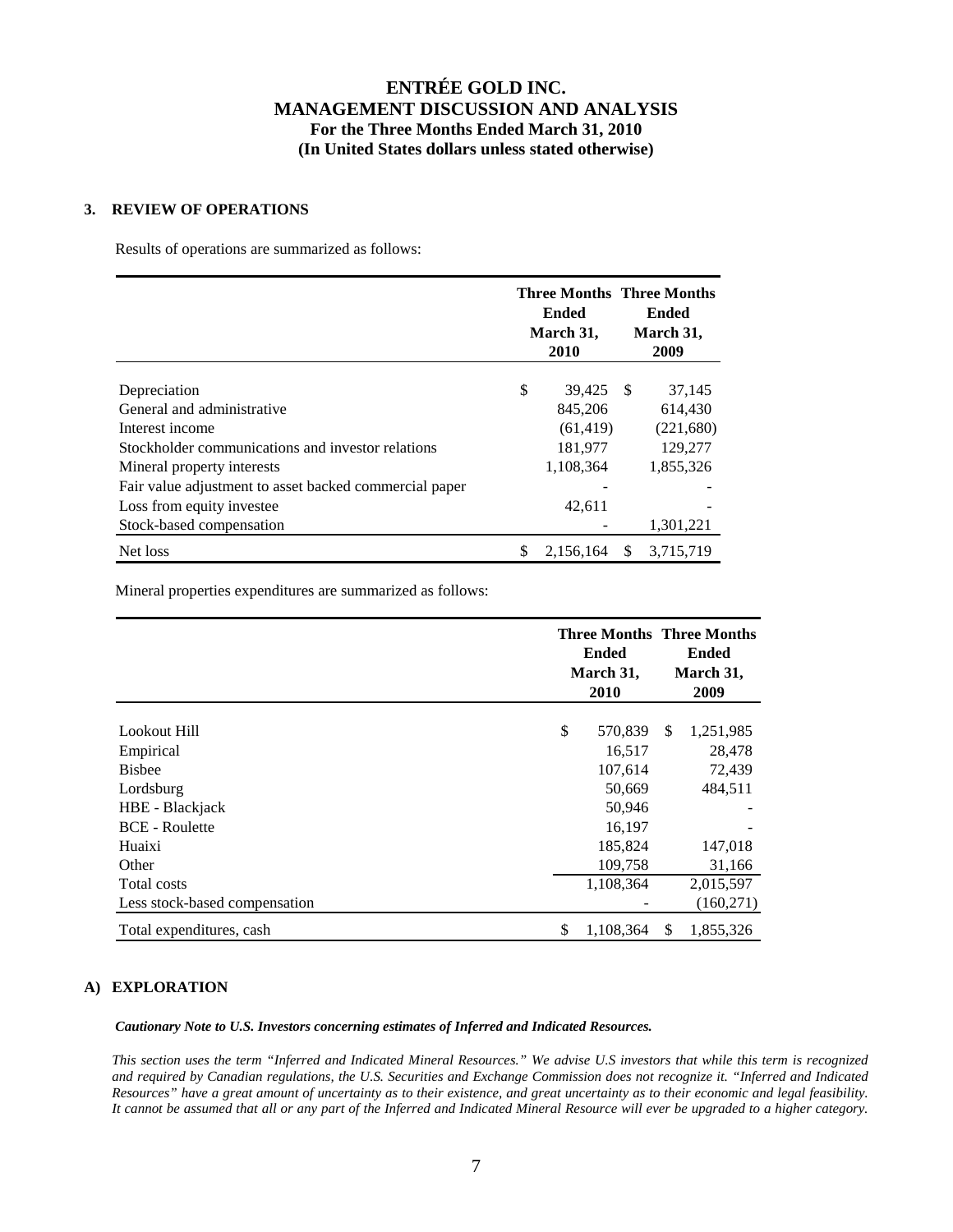## 3. REVIEW OF OPERATIONS

Results of operations are summarized as follows:

| | Three Months Ended March 31, 2010 | Three Months Ended March 31, 2009 |
|---|---|---|
| Depreciation | $ 39,425 | $ 37,145 |
| General and administrative | 845,206 | 614,430 |
| Interest income | (61,419) | (221,680) |
| Stockholder communications and investor relations | 181,977 | 129,277 |
| Mineral property interests | 1,108,364 | 1,855,326 |
| Fair value adjustment to asset backed commercial paper | - | - |
| Loss from equity investee | 42,611 | - |
| Stock-based compensation | - | 1,301,221 |
| Net loss | $ 2,156,164 | $ 3,715,719 |

Mineral properties expenditures are summarized as follows:

| | Three Months Ended March 31, 2010 | Three Months Ended March 31, 2009 |
|---|---|---|
| Lookout Hill | $ 570,839 | $ 1,251,985 |
| Empirical | 16,517 | 28,478 |
| Bisbee | 107,614 | 72,439 |
| Lordsburg | 50,669 | 484,511 |
| HBE - Blackjack | 50,946 | - |
| BCE - Roulette | 16,197 | - |
| Huaixi | 185,824 | 147,018 |
| Other | 109,758 | 31,166 |
| Total costs | 1,108,364 | 2,015,597 |
| Less stock-based compensation | - | (160,271) |
| Total expenditures, cash | $ 1,108,364 | $ 1,855,326 |

### A) EXPLORATION

***Cautionary Note to U.S. Investors concerning estimates of Inferred and Indicated Resources.***

*This section uses the term "Inferred and Indicated Mineral Resources." We advise U.S investors that while this term is recognized and required by Canadian regulations, the U.S. Securities and Exchange Commission does not recognize it. "Inferred and Indicated Resources" have a great amount of uncertainty as to their existence, and great uncertainty as to their economic and legal feasibility. It cannot be assumed that all or any part of the Inferred and Indicated Mineral Resource will ever be upgraded to a higher category.*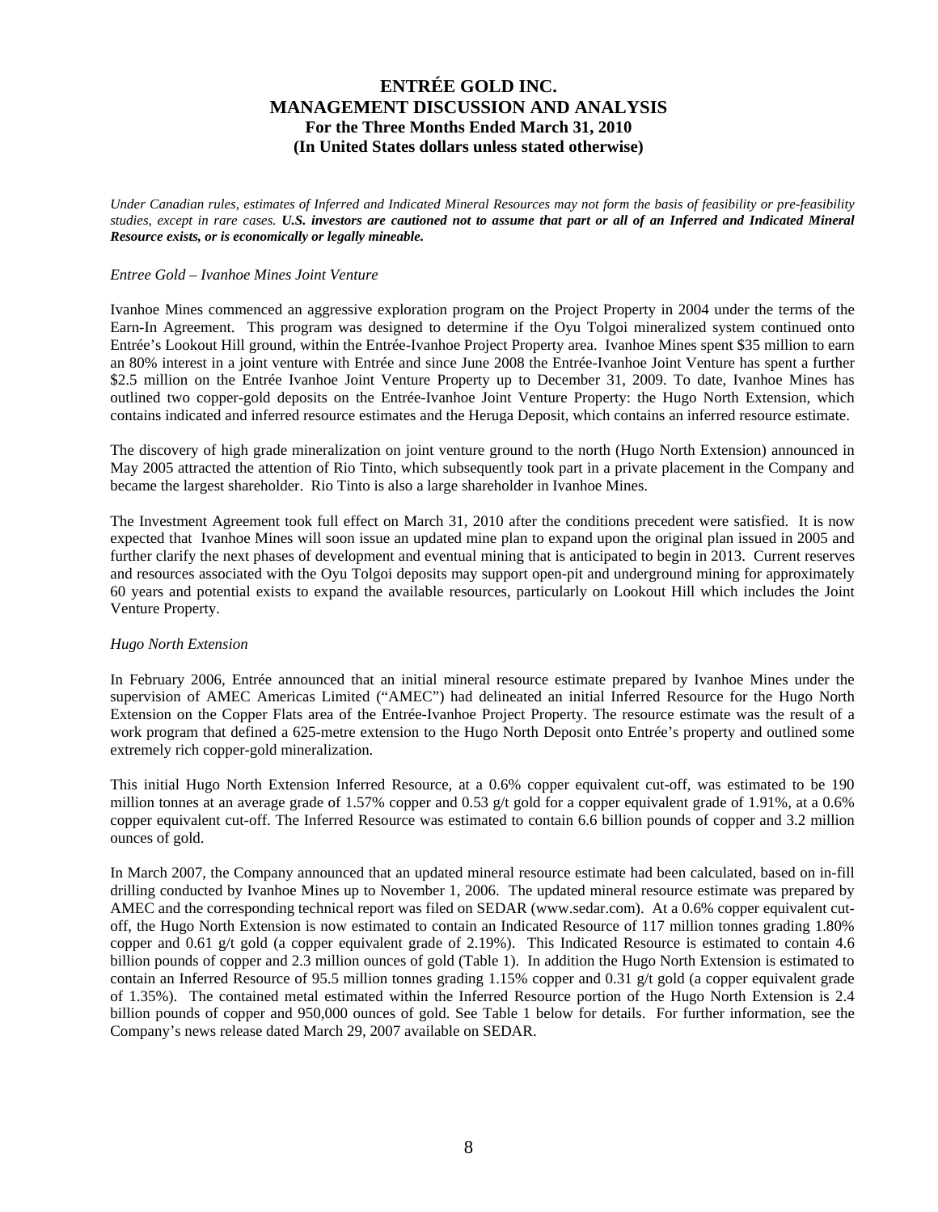*Under Canadian rules, estimates of Inferred and Indicated Mineral Resources may not form the basis of feasibility or pre-feasibility studies, except in rare cases.* ***U.S. investors are cautioned not to assume that part or all of an Inferred and Indicated Mineral Resource exists, or is economically or legally mineable.***

*Entree Gold – Ivanhoe Mines Joint Venture*

Ivanhoe Mines commenced an aggressive exploration program on the Project Property in 2004 under the terms of the Earn-In Agreement. This program was designed to determine if the Oyu Tolgoi mineralized system continued onto Entrée's Lookout Hill ground, within the Entrée-Ivanhoe Project Property area. Ivanhoe Mines spent $35 million to earn an 80% interest in a joint venture with Entrée and since June 2008 the Entrée-Ivanhoe Joint Venture has spent a further $2.5 million on the Entrée Ivanhoe Joint Venture Property up to December 31, 2009. To date, Ivanhoe Mines has outlined two copper-gold deposits on the Entrée-Ivanhoe Joint Venture Property: the Hugo North Extension, which contains indicated and inferred resource estimates and the Heruga Deposit, which contains an inferred resource estimate.

The discovery of high grade mineralization on joint venture ground to the north (Hugo North Extension) announced in May 2005 attracted the attention of Rio Tinto, which subsequently took part in a private placement in the Company and became the largest shareholder. Rio Tinto is also a large shareholder in Ivanhoe Mines.

The Investment Agreement took full effect on March 31, 2010 after the conditions precedent were satisfied. It is now expected that Ivanhoe Mines will soon issue an updated mine plan to expand upon the original plan issued in 2005 and further clarify the next phases of development and eventual mining that is anticipated to begin in 2013. Current reserves and resources associated with the Oyu Tolgoi deposits may support open-pit and underground mining for approximately 60 years and potential exists to expand the available resources, particularly on Lookout Hill which includes the Joint Venture Property.

*Hugo North Extension*

In February 2006, Entrée announced that an initial mineral resource estimate prepared by Ivanhoe Mines under the supervision of AMEC Americas Limited ("AMEC") had delineated an initial Inferred Resource for the Hugo North Extension on the Copper Flats area of the Entrée-Ivanhoe Project Property. The resource estimate was the result of a work program that defined a 625-metre extension to the Hugo North Deposit onto Entrée's property and outlined some extremely rich copper-gold mineralization.

This initial Hugo North Extension Inferred Resource, at a 0.6% copper equivalent cut-off, was estimated to be 190 million tonnes at an average grade of 1.57% copper and 0.53 g/t gold for a copper equivalent grade of 1.91%, at a 0.6% copper equivalent cut-off. The Inferred Resource was estimated to contain 6.6 billion pounds of copper and 3.2 million ounces of gold.

In March 2007, the Company announced that an updated mineral resource estimate had been calculated, based on in-fill drilling conducted by Ivanhoe Mines up to November 1, 2006. The updated mineral resource estimate was prepared by AMEC and the corresponding technical report was filed on SEDAR (www.sedar.com). At a 0.6% copper equivalent cut-off, the Hugo North Extension is now estimated to contain an Indicated Resource of 117 million tonnes grading 1.80% copper and 0.61 g/t gold (a copper equivalent grade of 2.19%). This Indicated Resource is estimated to contain 4.6 billion pounds of copper and 2.3 million ounces of gold (Table 1). In addition the Hugo North Extension is estimated to contain an Inferred Resource of 95.5 million tonnes grading 1.15% copper and 0.31 g/t gold (a copper equivalent grade of 1.35%). The contained metal estimated within the Inferred Resource portion of the Hugo North Extension is 2.4 billion pounds of copper and 950,000 ounces of gold. See Table 1 below for details. For further information, see the Company's news release dated March 29, 2007 available on SEDAR.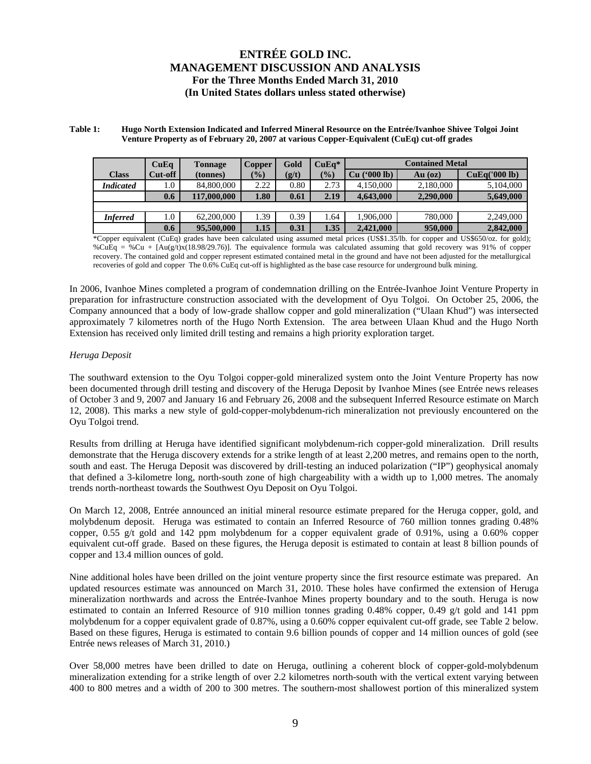**Table 1: Hugo North Extension Indicated and Inferred Mineral Resource on the Entrée/Ivanhoe Shivee Tolgoi Joint Venture Property as of February 20, 2007 at various Copper-Equivalent (CuEq) cut-off grades**

| Class | CuEq Cut-off | Tonnage (tonnes) | Copper (%) | Gold (g/t) | CuEq* (%) | Contained Metal | | |
|---|---|---|---|---|---|---|---|---|
| | | | | | | Cu ('000 lb) | Au (oz) | CuEq('000 lb) |
| ***Indicated*** | 1.0 | 84,800,000 | 2.22 | 0.80 | 2.73 | 4,150,000 | 2,180,000 | 5,104,000 |
| | **0.6** | **117,000,000** | **1.80** | **0.61** | **2.19** | **4,643,000** | **2,290,000** | **5,649,000** |
| | | | | | | | | |
| ***Inferred*** | 1.0 | 62,200,000 | 1.39 | 0.39 | 1.64 | 1,906,000 | 780,000 | 2,249,000 |
| | **0.6** | **95,500,000** | **1.15** | **0.31** | **1.35** | **2,421,000** | **950,000** | **2,842,000** |

*Copper equivalent (CuEq) grades have been calculated using assumed metal prices (US$1.35/lb. for copper and US$650/oz. for gold); %CuEq = %Cu + [Au(g/t)x(18.98/29.76)]. The equivalence formula was calculated assuming that gold recovery was 91% of copper recovery. The contained gold and copper represent estimated contained metal in the ground and have not been adjusted for the metallurgical recoveries of gold and copper The 0.6% CuEq cut-off is highlighted as the base case resource for underground bulk mining.

In 2006, Ivanhoe Mines completed a program of condemnation drilling on the Entrée-Ivanhoe Joint Venture Property in preparation for infrastructure construction associated with the development of Oyu Tolgoi. On October 25, 2006, the Company announced that a body of low-grade shallow copper and gold mineralization ("Ulaan Khud") was intersected approximately 7 kilometres north of the Hugo North Extension. The area between Ulaan Khud and the Hugo North Extension has received only limited drill testing and remains a high priority exploration target.

*Heruga Deposit*

The southward extension to the Oyu Tolgoi copper-gold mineralized system onto the Joint Venture Property has now been documented through drill testing and discovery of the Heruga Deposit by Ivanhoe Mines (see Entrée news releases of October 3 and 9, 2007 and January 16 and February 26, 2008 and the subsequent Inferred Resource estimate on March 12, 2008). This marks a new style of gold-copper-molybdenum-rich mineralization not previously encountered on the Oyu Tolgoi trend.

Results from drilling at Heruga have identified significant molybdenum-rich copper-gold mineralization. Drill results demonstrate that the Heruga discovery extends for a strike length of at least 2,200 metres, and remains open to the north, south and east. The Heruga Deposit was discovered by drill-testing an induced polarization ("IP") geophysical anomaly that defined a 3-kilometre long, north-south zone of high chargeability with a width up to 1,000 metres. The anomaly trends north-northeast towards the Southwest Oyu Deposit on Oyu Tolgoi.

On March 12, 2008, Entrée announced an initial mineral resource estimate prepared for the Heruga copper, gold, and molybdenum deposit. Heruga was estimated to contain an Inferred Resource of 760 million tonnes grading 0.48% copper, 0.55 g/t gold and 142 ppm molybdenum for a copper equivalent grade of 0.91%, using a 0.60% copper equivalent cut-off grade. Based on these figures, the Heruga deposit is estimated to contain at least 8 billion pounds of copper and 13.4 million ounces of gold.

Nine additional holes have been drilled on the joint venture property since the first resource estimate was prepared. An updated resources estimate was announced on March 31, 2010. These holes have confirmed the extension of Heruga mineralization northwards and across the Entrée-Ivanhoe Mines property boundary and to the south. Heruga is now estimated to contain an Inferred Resource of 910 million tonnes grading 0.48% copper, 0.49 g/t gold and 141 ppm molybdenum for a copper equivalent grade of 0.87%, using a 0.60% copper equivalent cut-off grade, see Table 2 below. Based on these figures, Heruga is estimated to contain 9.6 billion pounds of copper and 14 million ounces of gold (see Entrée news releases of March 31, 2010.)

Over 58,000 metres have been drilled to date on Heruga, outlining a coherent block of copper-gold-molybdenum mineralization extending for a strike length of over 2.2 kilometres north-south with the vertical extent varying between 400 to 800 metres and a width of 200 to 300 metres. The southern-most shallowest portion of this mineralized system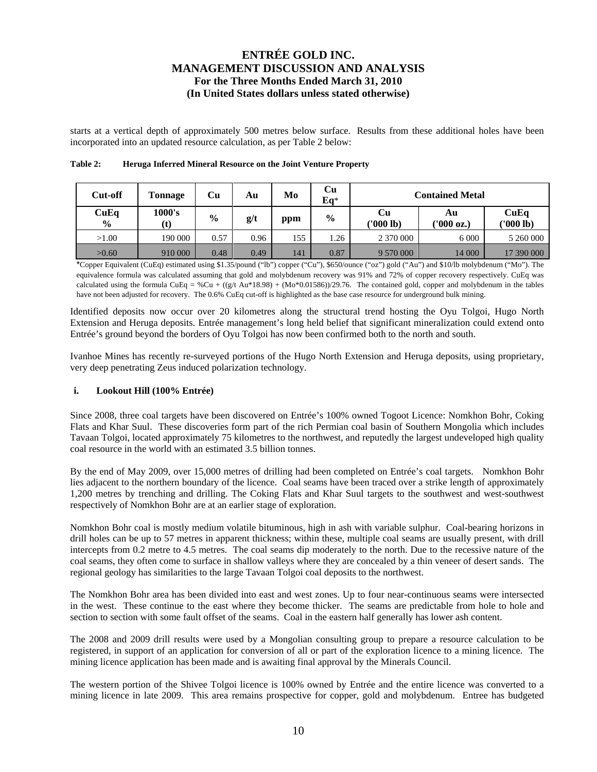starts at a vertical depth of approximately 500 metres below surface. Results from these additional holes have been incorporated into an updated resource calculation, as per Table 2 below:

**Table 2: Heruga Inferred Mineral Resource on the Joint Venture Property**

| Cut-off | Tonnage | Cu | Au | Mo | Cu Eq* | Contained Metal | | |
|---|---|---|---|---|---|---|---|---|
| CuEq % | 1000's (t) | % | g/t | ppm | % | Cu ('000 lb) | Au ('000 oz.) | CuEq ('000 lb) |
| >1.00 | 190 000 | 0.57 | 0.96 | 155 | 1.26 | 2 370 000 | 6 000 | 5 260 000 |
| >0.60 | 910 000 | 0.48 | 0.49 | 141 | 0.87 | 9 570 000 | 14 000 | 17 390 000 |

*Copper Equivalent (CuEq) estimated using $1.35/pound ("lb") copper ("Cu"), $650/ounce ("oz") gold ("Au") and $10/lb molybdenum ("Mo"). The equivalence formula was calculated assuming that gold and molybdenum recovery was 91% and 72% of copper recovery respectively. CuEq was calculated using the formula CuEq = %Cu + ((g/t Au*18.98) + (Mo*0.01586))/29.76. The contained gold, copper and molybdenum in the tables have not been adjusted for recovery. The 0.6% CuEq cut-off is highlighted as the base case resource for underground bulk mining.

Identified deposits now occur over 20 kilometres along the structural trend hosting the Oyu Tolgoi, Hugo North Extension and Heruga deposits. Entrée management's long held belief that significant mineralization could extend onto Entrée's ground beyond the borders of Oyu Tolgoi has now been confirmed both to the north and south.

Ivanhoe Mines has recently re-surveyed portions of the Hugo North Extension and Heruga deposits, using proprietary, very deep penetrating Zeus induced polarization technology.

### i. Lookout Hill (100% Entrée)

Since 2008, three coal targets have been discovered on Entrée's 100% owned Togoot Licence: Nomkhon Bohr, Coking Flats and Khar Suul. These discoveries form part of the rich Permian coal basin of Southern Mongolia which includes Tavaan Tolgoi, located approximately 75 kilometres to the northwest, and reputedly the largest undeveloped high quality coal resource in the world with an estimated 3.5 billion tonnes.

By the end of May 2009, over 15,000 metres of drilling had been completed on Entrée's coal targets. Nomkhon Bohr lies adjacent to the northern boundary of the licence. Coal seams have been traced over a strike length of approximately 1,200 metres by trenching and drilling. The Coking Flats and Khar Suul targets to the southwest and west-southwest respectively of Nomkhon Bohr are at an earlier stage of exploration.

Nomkhon Bohr coal is mostly medium volatile bituminous, high in ash with variable sulphur. Coal-bearing horizons in drill holes can be up to 57 metres in apparent thickness; within these, multiple coal seams are usually present, with drill intercepts from 0.2 metre to 4.5 metres. The coal seams dip moderately to the north. Due to the recessive nature of the coal seams, they often come to surface in shallow valleys where they are concealed by a thin veneer of desert sands. The regional geology has similarities to the large Tavaan Tolgoi coal deposits to the northwest.

The Nomkhon Bohr area has been divided into east and west zones. Up to four near-continuous seams were intersected in the west. These continue to the east where they become thicker. The seams are predictable from hole to hole and section to section with some fault offset of the seams. Coal in the eastern half generally has lower ash content.

The 2008 and 2009 drill results were used by a Mongolian consulting group to prepare a resource calculation to be registered, in support of an application for conversion of all or part of the exploration licence to a mining licence. The mining licence application has been made and is awaiting final approval by the Minerals Council.

The western portion of the Shivee Tolgoi licence is 100% owned by Entrée and the entire licence was converted to a mining licence in late 2009. This area remains prospective for copper, gold and molybdenum. Entree has budgeted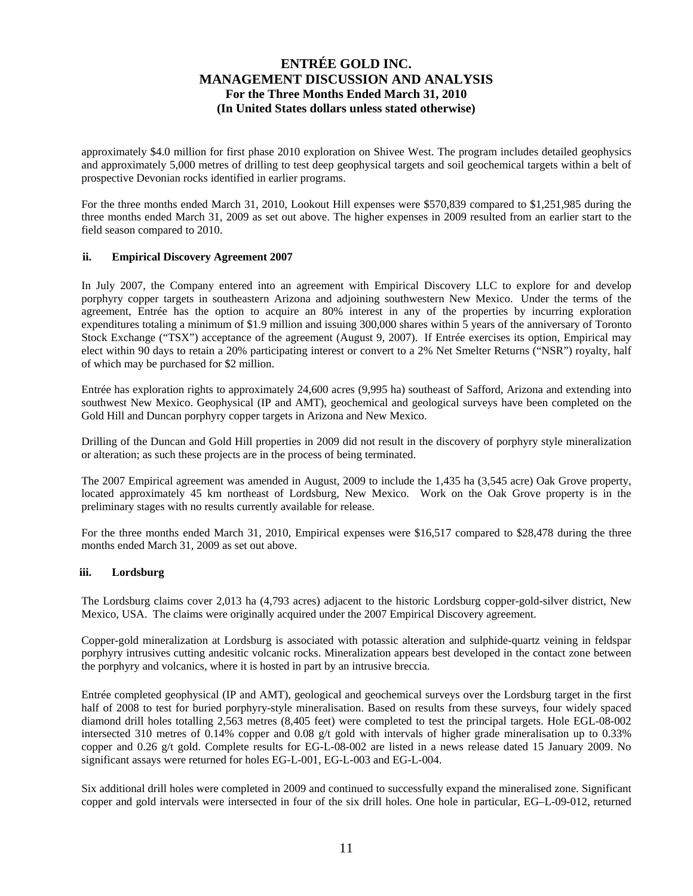approximately $4.0 million for first phase 2010 exploration on Shivee West. The program includes detailed geophysics and approximately 5,000 metres of drilling to test deep geophysical targets and soil geochemical targets within a belt of prospective Devonian rocks identified in earlier programs.

For the three months ended March 31, 2010, Lookout Hill expenses were $570,839 compared to $1,251,985 during the three months ended March 31, 2009 as set out above. The higher expenses in 2009 resulted from an earlier start to the field season compared to 2010.

### ii. Empirical Discovery Agreement 2007

In July 2007, the Company entered into an agreement with Empirical Discovery LLC to explore for and develop porphyry copper targets in southeastern Arizona and adjoining southwestern New Mexico. Under the terms of the agreement, Entrée has the option to acquire an 80% interest in any of the properties by incurring exploration expenditures totaling a minimum of $1.9 million and issuing 300,000 shares within 5 years of the anniversary of Toronto Stock Exchange ("TSX") acceptance of the agreement (August 9, 2007). If Entrée exercises its option, Empirical may elect within 90 days to retain a 20% participating interest or convert to a 2% Net Smelter Returns ("NSR") royalty, half of which may be purchased for $2 million.

Entrée has exploration rights to approximately 24,600 acres (9,995 ha) southeast of Safford, Arizona and extending into southwest New Mexico. Geophysical (IP and AMT), geochemical and geological surveys have been completed on the Gold Hill and Duncan porphyry copper targets in Arizona and New Mexico.

Drilling of the Duncan and Gold Hill properties in 2009 did not result in the discovery of porphyry style mineralization or alteration; as such these projects are in the process of being terminated.

The 2007 Empirical agreement was amended in August, 2009 to include the 1,435 ha (3,545 acre) Oak Grove property, located approximately 45 km northeast of Lordsburg, New Mexico. Work on the Oak Grove property is in the preliminary stages with no results currently available for release.

For the three months ended March 31, 2010, Empirical expenses were $16,517 compared to $28,478 during the three months ended March 31, 2009 as set out above.

### iii. Lordsburg

The Lordsburg claims cover 2,013 ha (4,793 acres) adjacent to the historic Lordsburg copper-gold-silver district, New Mexico, USA. The claims were originally acquired under the 2007 Empirical Discovery agreement.

Copper-gold mineralization at Lordsburg is associated with potassic alteration and sulphide-quartz veining in feldspar porphyry intrusives cutting andesitic volcanic rocks. Mineralization appears best developed in the contact zone between the porphyry and volcanics, where it is hosted in part by an intrusive breccia.

Entrée completed geophysical (IP and AMT), geological and geochemical surveys over the Lordsburg target in the first half of 2008 to test for buried porphyry-style mineralisation. Based on results from these surveys, four widely spaced diamond drill holes totalling 2,563 metres (8,405 feet) were completed to test the principal targets. Hole EGL-08-002 intersected 310 metres of 0.14% copper and 0.08 g/t gold with intervals of higher grade mineralisation up to 0.33% copper and 0.26 g/t gold. Complete results for EG-L-08-002 are listed in a news release dated 15 January 2009. No significant assays were returned for holes EG-L-001, EG-L-003 and EG-L-004.

Six additional drill holes were completed in 2009 and continued to successfully expand the mineralised zone. Significant copper and gold intervals were intersected in four of the six drill holes. One hole in particular, EG–L-09-012, returned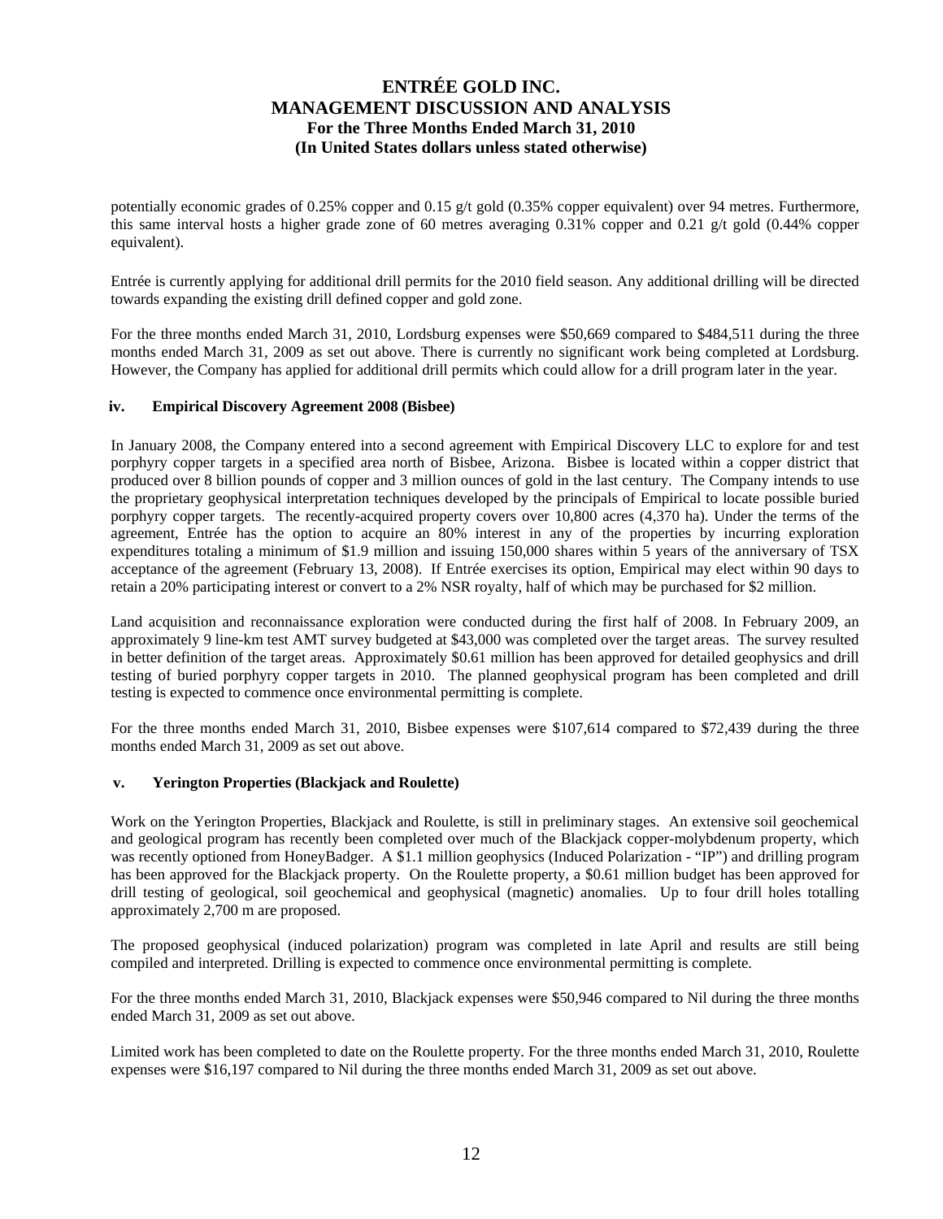potentially economic grades of 0.25% copper and 0.15 g/t gold (0.35% copper equivalent) over 94 metres. Furthermore, this same interval hosts a higher grade zone of 60 metres averaging 0.31% copper and 0.21 g/t gold (0.44% copper equivalent).

Entrée is currently applying for additional drill permits for the 2010 field season. Any additional drilling will be directed towards expanding the existing drill defined copper and gold zone.

For the three months ended March 31, 2010, Lordsburg expenses were $50,669 compared to $484,511 during the three months ended March 31, 2009 as set out above. There is currently no significant work being completed at Lordsburg. However, the Company has applied for additional drill permits which could allow for a drill program later in the year.

### iv. Empirical Discovery Agreement 2008 (Bisbee)

In January 2008, the Company entered into a second agreement with Empirical Discovery LLC to explore for and test porphyry copper targets in a specified area north of Bisbee, Arizona. Bisbee is located within a copper district that produced over 8 billion pounds of copper and 3 million ounces of gold in the last century. The Company intends to use the proprietary geophysical interpretation techniques developed by the principals of Empirical to locate possible buried porphyry copper targets. The recently-acquired property covers over 10,800 acres (4,370 ha). Under the terms of the agreement, Entrée has the option to acquire an 80% interest in any of the properties by incurring exploration expenditures totaling a minimum of $1.9 million and issuing 150,000 shares within 5 years of the anniversary of TSX acceptance of the agreement (February 13, 2008). If Entrée exercises its option, Empirical may elect within 90 days to retain a 20% participating interest or convert to a 2% NSR royalty, half of which may be purchased for $2 million.

Land acquisition and reconnaissance exploration were conducted during the first half of 2008. In February 2009, an approximately 9 line-km test AMT survey budgeted at $43,000 was completed over the target areas. The survey resulted in better definition of the target areas. Approximately $0.61 million has been approved for detailed geophysics and drill testing of buried porphyry copper targets in 2010. The planned geophysical program has been completed and drill testing is expected to commence once environmental permitting is complete.

For the three months ended March 31, 2010, Bisbee expenses were $107,614 compared to $72,439 during the three months ended March 31, 2009 as set out above.

### v. Yerington Properties (Blackjack and Roulette)

Work on the Yerington Properties, Blackjack and Roulette, is still in preliminary stages. An extensive soil geochemical and geological program has recently been completed over much of the Blackjack copper-molybdenum property, which was recently optioned from HoneyBadger. A $1.1 million geophysics (Induced Polarization - "IP") and drilling program has been approved for the Blackjack property. On the Roulette property, a $0.61 million budget has been approved for drill testing of geological, soil geochemical and geophysical (magnetic) anomalies. Up to four drill holes totalling approximately 2,700 m are proposed.

The proposed geophysical (induced polarization) program was completed in late April and results are still being compiled and interpreted. Drilling is expected to commence once environmental permitting is complete.

For the three months ended March 31, 2010, Blackjack expenses were $50,946 compared to Nil during the three months ended March 31, 2009 as set out above.

Limited work has been completed to date on the Roulette property. For the three months ended March 31, 2010, Roulette expenses were $16,197 compared to Nil during the three months ended March 31, 2009 as set out above.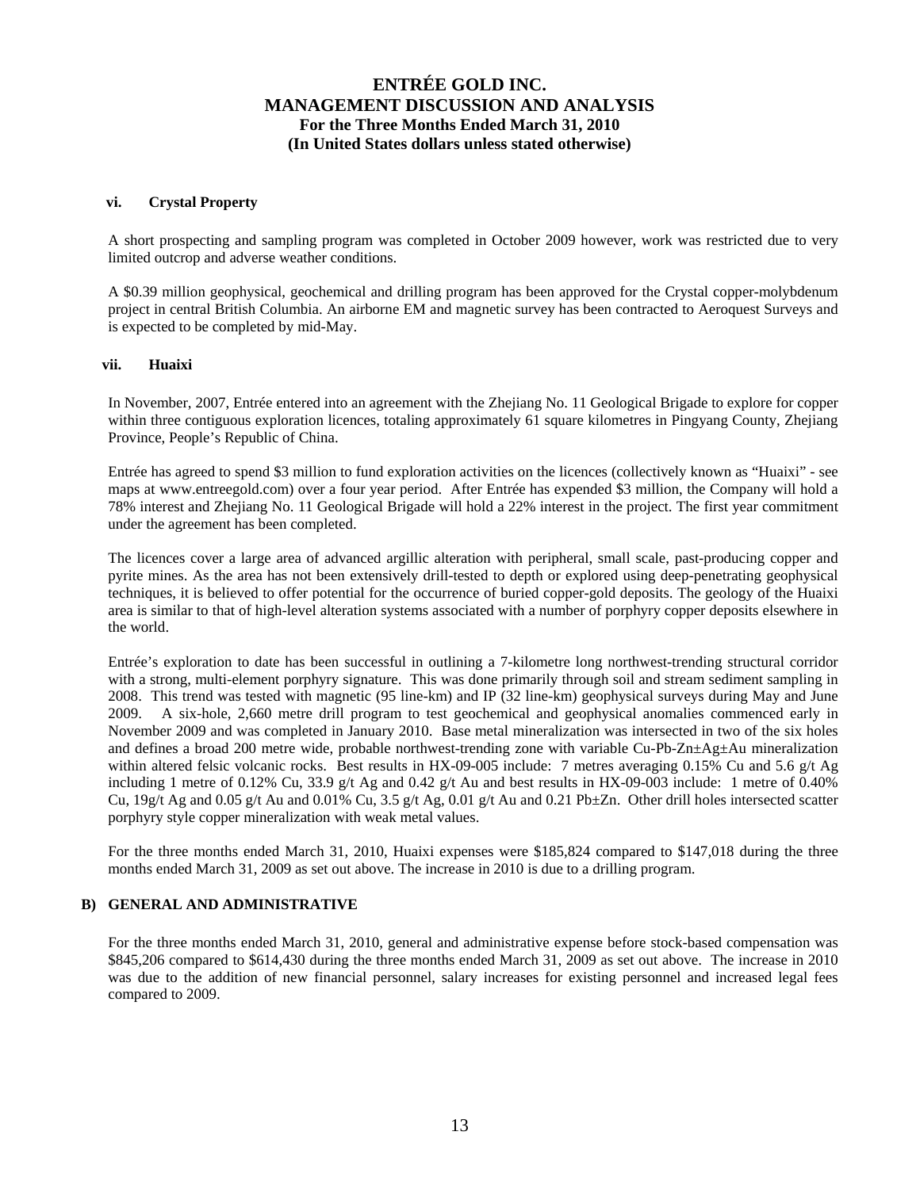### vi. Crystal Property

A short prospecting and sampling program was completed in October 2009 however, work was restricted due to very limited outcrop and adverse weather conditions.

A $0.39 million geophysical, geochemical and drilling program has been approved for the Crystal copper-molybdenum project in central British Columbia. An airborne EM and magnetic survey has been contracted to Aeroquest Surveys and is expected to be completed by mid-May.

### vii. Huaixi

In November, 2007, Entrée entered into an agreement with the Zhejiang No. 11 Geological Brigade to explore for copper within three contiguous exploration licences, totaling approximately 61 square kilometres in Pingyang County, Zhejiang Province, People's Republic of China.

Entrée has agreed to spend $3 million to fund exploration activities on the licences (collectively known as "Huaixi" - see maps at www.entreegold.com) over a four year period. After Entrée has expended $3 million, the Company will hold a 78% interest and Zhejiang No. 11 Geological Brigade will hold a 22% interest in the project. The first year commitment under the agreement has been completed.

The licences cover a large area of advanced argillic alteration with peripheral, small scale, past-producing copper and pyrite mines. As the area has not been extensively drill-tested to depth or explored using deep-penetrating geophysical techniques, it is believed to offer potential for the occurrence of buried copper-gold deposits. The geology of the Huaixi area is similar to that of high-level alteration systems associated with a number of porphyry copper deposits elsewhere in the world.

Entrée's exploration to date has been successful in outlining a 7-kilometre long northwest-trending structural corridor with a strong, multi-element porphyry signature. This was done primarily through soil and stream sediment sampling in 2008. This trend was tested with magnetic (95 line-km) and IP (32 line-km) geophysical surveys during May and June 2009. A six-hole, 2,660 metre drill program to test geochemical and geophysical anomalies commenced early in November 2009 and was completed in January 2010. Base metal mineralization was intersected in two of the six holes and defines a broad 200 metre wide, probable northwest-trending zone with variable Cu-Pb-Zn±Ag±Au mineralization within altered felsic volcanic rocks. Best results in HX-09-005 include: 7 metres averaging 0.15% Cu and 5.6 g/t Ag including 1 metre of 0.12% Cu, 33.9 g/t Ag and 0.42 g/t Au and best results in HX-09-003 include: 1 metre of 0.40% Cu, 19g/t Ag and 0.05 g/t Au and 0.01% Cu, 3.5 g/t Ag, 0.01 g/t Au and 0.21 Pb±Zn. Other drill holes intersected scatter porphyry style copper mineralization with weak metal values.

For the three months ended March 31, 2010, Huaixi expenses were $185,824 compared to $147,018 during the three months ended March 31, 2009 as set out above. The increase in 2010 is due to a drilling program.

## B) GENERAL AND ADMINISTRATIVE

For the three months ended March 31, 2010, general and administrative expense before stock-based compensation was $845,206 compared to $614,430 during the three months ended March 31, 2009 as set out above. The increase in 2010 was due to the addition of new financial personnel, salary increases for existing personnel and increased legal fees compared to 2009.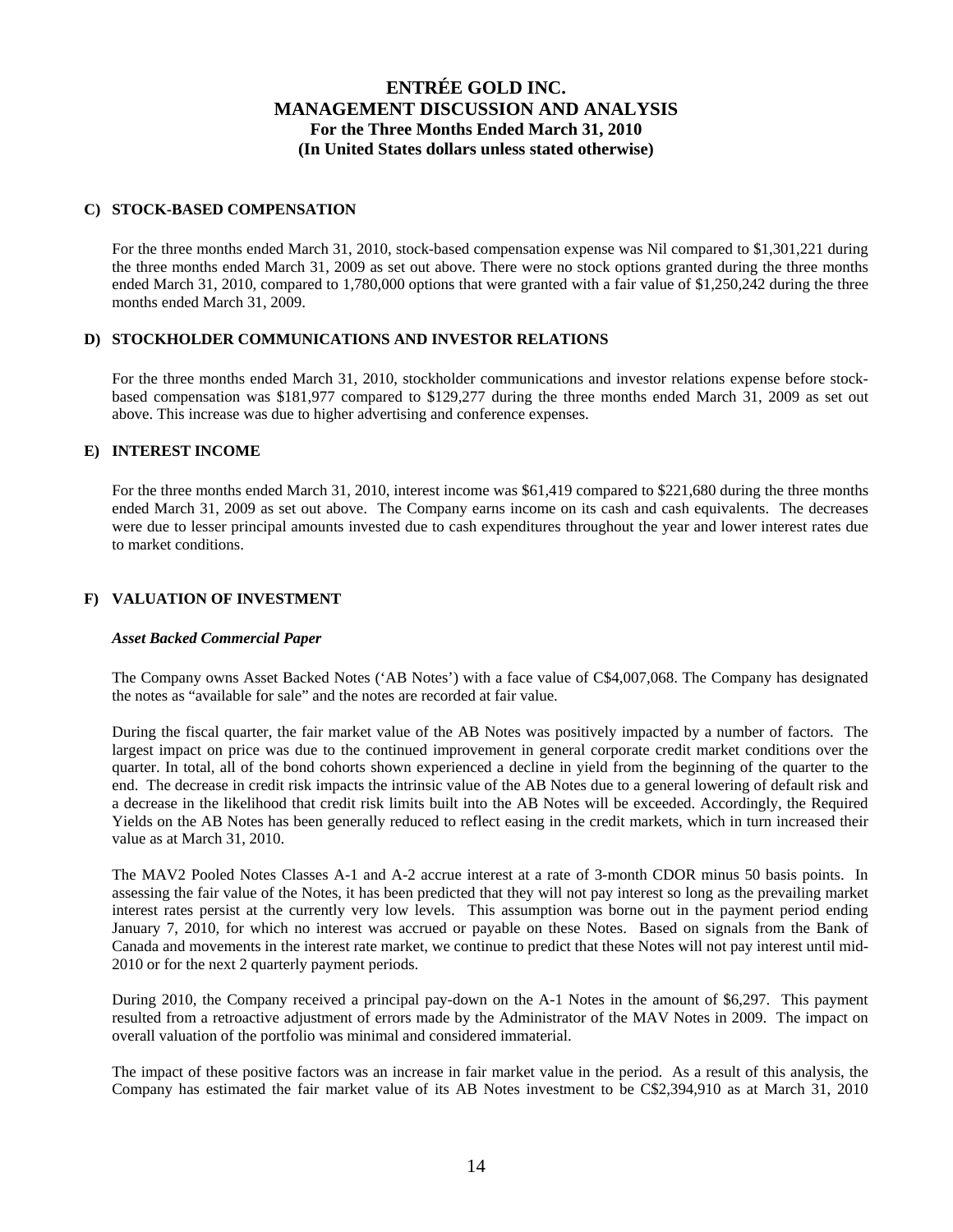### C) STOCK-BASED COMPENSATION

For the three months ended March 31, 2010, stock-based compensation expense was Nil compared to $1,301,221 during the three months ended March 31, 2009 as set out above. There were no stock options granted during the three months ended March 31, 2010, compared to 1,780,000 options that were granted with a fair value of $1,250,242 during the three months ended March 31, 2009.

### D) STOCKHOLDER COMMUNICATIONS AND INVESTOR RELATIONS

For the three months ended March 31, 2010, stockholder communications and investor relations expense before stock-based compensation was $181,977 compared to $129,277 during the three months ended March 31, 2009 as set out above. This increase was due to higher advertising and conference expenses.

### E) INTEREST INCOME

For the three months ended March 31, 2010, interest income was $61,419 compared to $221,680 during the three months ended March 31, 2009 as set out above. The Company earns income on its cash and cash equivalents. The decreases were due to lesser principal amounts invested due to cash expenditures throughout the year and lower interest rates due to market conditions.

### F) VALUATION OF INVESTMENT

***Asset Backed Commercial Paper***

The Company owns Asset Backed Notes ('AB Notes') with a face value of C$4,007,068. The Company has designated the notes as "available for sale" and the notes are recorded at fair value.

During the fiscal quarter, the fair market value of the AB Notes was positively impacted by a number of factors. The largest impact on price was due to the continued improvement in general corporate credit market conditions over the quarter. In total, all of the bond cohorts shown experienced a decline in yield from the beginning of the quarter to the end. The decrease in credit risk impacts the intrinsic value of the AB Notes due to a general lowering of default risk and a decrease in the likelihood that credit risk limits built into the AB Notes will be exceeded. Accordingly, the Required Yields on the AB Notes has been generally reduced to reflect easing in the credit markets, which in turn increased their value as at March 31, 2010.

The MAV2 Pooled Notes Classes A-1 and A-2 accrue interest at a rate of 3-month CDOR minus 50 basis points. In assessing the fair value of the Notes, it has been predicted that they will not pay interest so long as the prevailing market interest rates persist at the currently very low levels. This assumption was borne out in the payment period ending January 7, 2010, for which no interest was accrued or payable on these Notes. Based on signals from the Bank of Canada and movements in the interest rate market, we continue to predict that these Notes will not pay interest until mid-2010 or for the next 2 quarterly payment periods.

During 2010, the Company received a principal pay-down on the A-1 Notes in the amount of $6,297. This payment resulted from a retroactive adjustment of errors made by the Administrator of the MAV Notes in 2009. The impact on overall valuation of the portfolio was minimal and considered immaterial.

The impact of these positive factors was an increase in fair market value in the period. As a result of this analysis, the Company has estimated the fair market value of its AB Notes investment to be C$2,394,910 as at March 31, 2010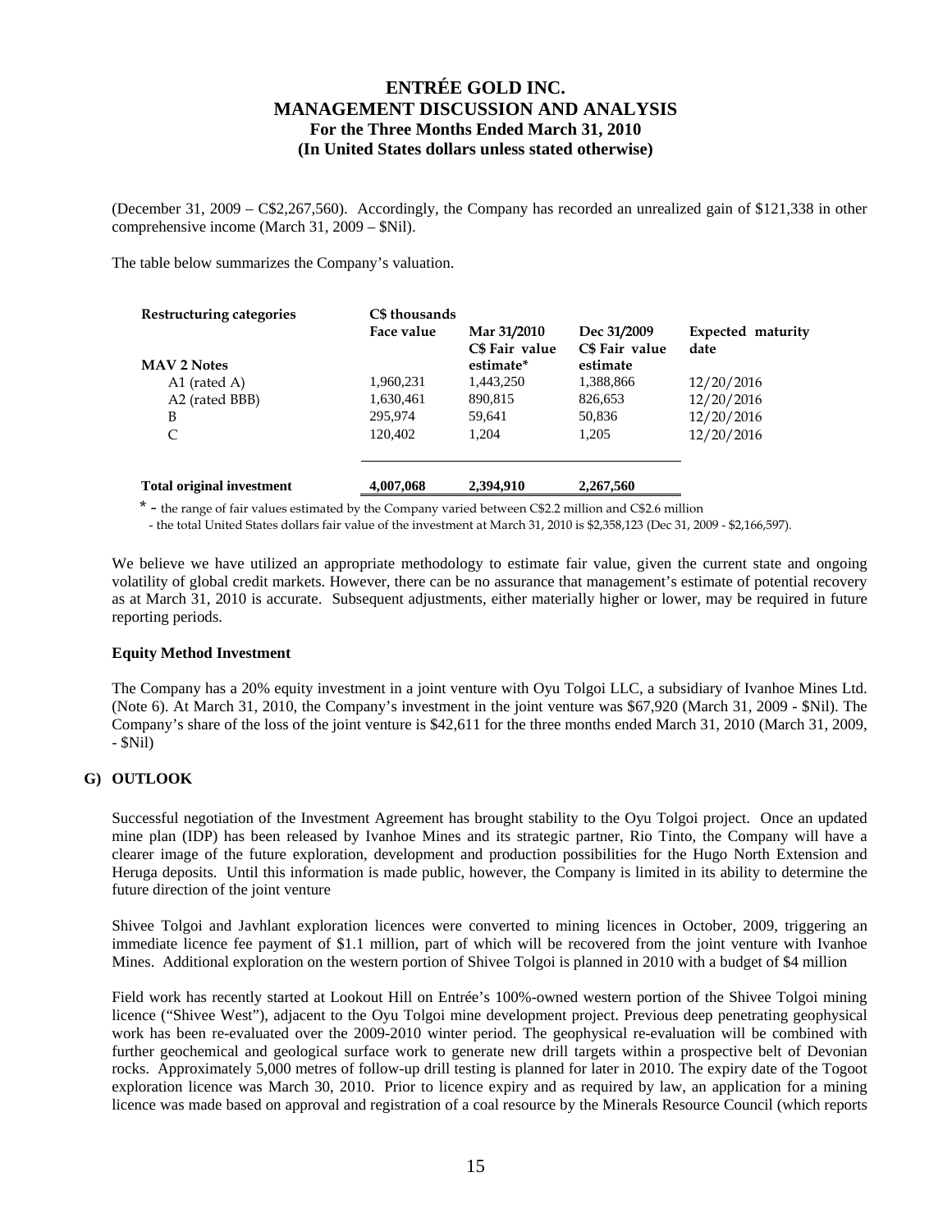(December 31, 2009 – C$2,267,560). Accordingly, the Company has recorded an unrealized gain of $121,338 in other comprehensive income (March 31, 2009 – $Nil).

The table below summarizes the Company's valuation.

| Restructuring categories | C$ thousands Face value | Mar 31/2010 C$ Fair value estimate* | Dec 31/2009 C$ Fair value estimate | Expected maturity date |
|---|---|---|---|---|
| **MAV 2 Notes** | | | | |
| A1 (rated A) | 1,960,231 | 1,443,250 | 1,388,866 | 12/20/2016 |
| A2 (rated BBB) | 1,630,461 | 890,815 | 826,653 | 12/20/2016 |
| B | 295,974 | 59,641 | 50,836 | 12/20/2016 |
| C | 120,402 | 1,204 | 1,205 | 12/20/2016 |
| **Total original investment** | **4,007,068** | **2,394,910** | **2,267,560** | |

\* - the range of fair values estimated by the Company varied between C$2.2 million and C$2.6 million

- the total United States dollars fair value of the investment at March 31, 2010 is $2,358,123 (Dec 31, 2009 - $2,166,597).

We believe we have utilized an appropriate methodology to estimate fair value, given the current state and ongoing volatility of global credit markets. However, there can be no assurance that management's estimate of potential recovery as at March 31, 2010 is accurate. Subsequent adjustments, either materially higher or lower, may be required in future reporting periods.

**Equity Method Investment**

The Company has a 20% equity investment in a joint venture with Oyu Tolgoi LLC, a subsidiary of Ivanhoe Mines Ltd. (Note 6). At March 31, 2010, the Company's investment in the joint venture was $67,920 (March 31, 2009 - $Nil). The Company's share of the loss of the joint venture is $42,611 for the three months ended March 31, 2010 (March 31, 2009, - $Nil)

## G) OUTLOOK

Successful negotiation of the Investment Agreement has brought stability to the Oyu Tolgoi project. Once an updated mine plan (IDP) has been released by Ivanhoe Mines and its strategic partner, Rio Tinto, the Company will have a clearer image of the future exploration, development and production possibilities for the Hugo North Extension and Heruga deposits. Until this information is made public, however, the Company is limited in its ability to determine the future direction of the joint venture

Shivee Tolgoi and Javhlant exploration licences were converted to mining licences in October, 2009, triggering an immediate licence fee payment of $1.1 million, part of which will be recovered from the joint venture with Ivanhoe Mines. Additional exploration on the western portion of Shivee Tolgoi is planned in 2010 with a budget of $4 million

Field work has recently started at Lookout Hill on Entrée's 100%-owned western portion of the Shivee Tolgoi mining licence ("Shivee West"), adjacent to the Oyu Tolgoi mine development project. Previous deep penetrating geophysical work has been re-evaluated over the 2009-2010 winter period. The geophysical re-evaluation will be combined with further geochemical and geological surface work to generate new drill targets within a prospective belt of Devonian rocks. Approximately 5,000 metres of follow-up drill testing is planned for later in 2010. The expiry date of the Togoot exploration licence was March 30, 2010. Prior to licence expiry and as required by law, an application for a mining licence was made based on approval and registration of a coal resource by the Minerals Resource Council (which reports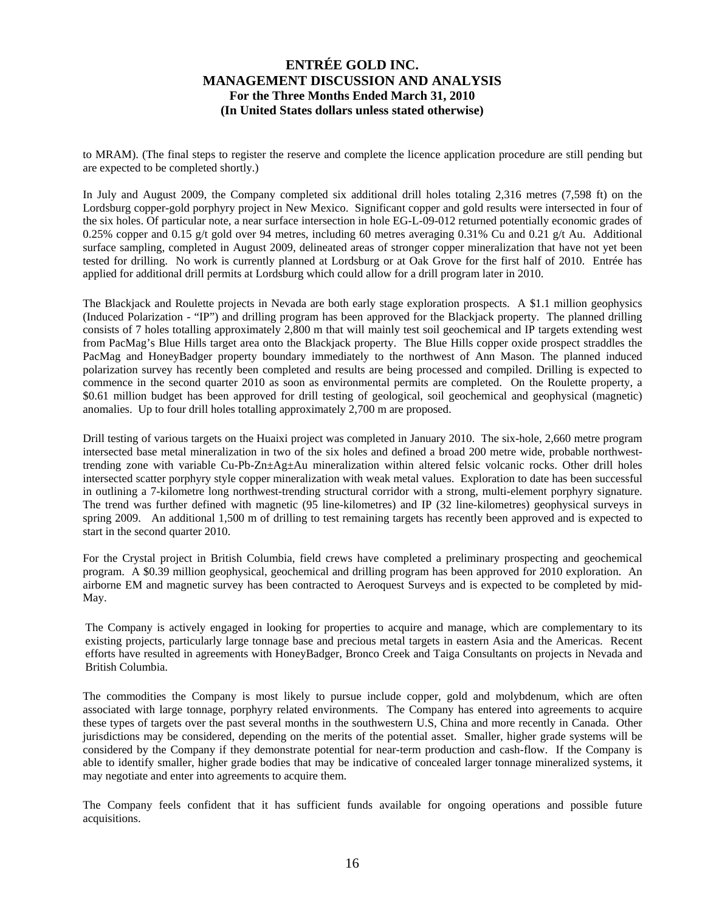to MRAM). (The final steps to register the reserve and complete the licence application procedure are still pending but are expected to be completed shortly.)

In July and August 2009, the Company completed six additional drill holes totaling 2,316 metres (7,598 ft) on the Lordsburg copper-gold porphyry project in New Mexico. Significant copper and gold results were intersected in four of the six holes. Of particular note, a near surface intersection in hole EG-L-09-012 returned potentially economic grades of 0.25% copper and 0.15 g/t gold over 94 metres, including 60 metres averaging 0.31% Cu and 0.21 g/t Au. Additional surface sampling, completed in August 2009, delineated areas of stronger copper mineralization that have not yet been tested for drilling. No work is currently planned at Lordsburg or at Oak Grove for the first half of 2010. Entrée has applied for additional drill permits at Lordsburg which could allow for a drill program later in 2010.

The Blackjack and Roulette projects in Nevada are both early stage exploration prospects. A $1.1 million geophysics (Induced Polarization - "IP") and drilling program has been approved for the Blackjack property. The planned drilling consists of 7 holes totalling approximately 2,800 m that will mainly test soil geochemical and IP targets extending west from PacMag's Blue Hills target area onto the Blackjack property. The Blue Hills copper oxide prospect straddles the PacMag and HoneyBadger property boundary immediately to the northwest of Ann Mason. The planned induced polarization survey has recently been completed and results are being processed and compiled. Drilling is expected to commence in the second quarter 2010 as soon as environmental permits are completed. On the Roulette property, a $0.61 million budget has been approved for drill testing of geological, soil geochemical and geophysical (magnetic) anomalies. Up to four drill holes totalling approximately 2,700 m are proposed.

Drill testing of various targets on the Huaixi project was completed in January 2010. The six-hole, 2,660 metre program intersected base metal mineralization in two of the six holes and defined a broad 200 metre wide, probable northwest-trending zone with variable Cu-Pb-Zn±Ag±Au mineralization within altered felsic volcanic rocks. Other drill holes intersected scatter porphyry style copper mineralization with weak metal values. Exploration to date has been successful in outlining a 7-kilometre long northwest-trending structural corridor with a strong, multi-element porphyry signature. The trend was further defined with magnetic (95 line-kilometres) and IP (32 line-kilometres) geophysical surveys in spring 2009. An additional 1,500 m of drilling to test remaining targets has recently been approved and is expected to start in the second quarter 2010.

For the Crystal project in British Columbia, field crews have completed a preliminary prospecting and geochemical program. A $0.39 million geophysical, geochemical and drilling program has been approved for 2010 exploration. An airborne EM and magnetic survey has been contracted to Aeroquest Surveys and is expected to be completed by mid-May.

The Company is actively engaged in looking for properties to acquire and manage, which are complementary to its existing projects, particularly large tonnage base and precious metal targets in eastern Asia and the Americas. Recent efforts have resulted in agreements with HoneyBadger, Bronco Creek and Taiga Consultants on projects in Nevada and British Columbia.

The commodities the Company is most likely to pursue include copper, gold and molybdenum, which are often associated with large tonnage, porphyry related environments. The Company has entered into agreements to acquire these types of targets over the past several months in the southwestern U.S, China and more recently in Canada. Other jurisdictions may be considered, depending on the merits of the potential asset. Smaller, higher grade systems will be considered by the Company if they demonstrate potential for near-term production and cash-flow. If the Company is able to identify smaller, higher grade bodies that may be indicative of concealed larger tonnage mineralized systems, it may negotiate and enter into agreements to acquire them.

The Company feels confident that it has sufficient funds available for ongoing operations and possible future acquisitions.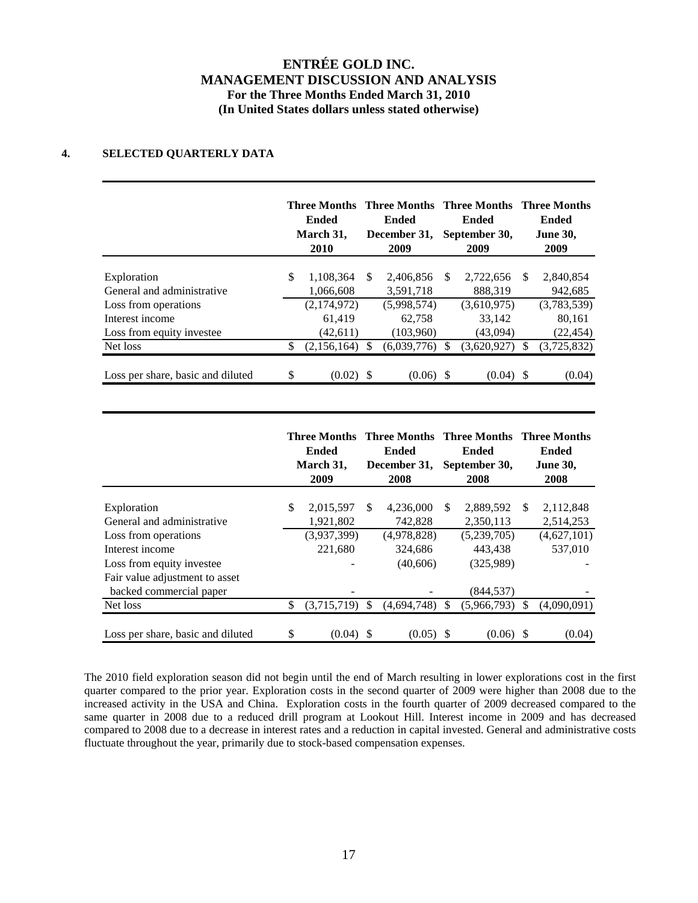## 4. SELECTED QUARTERLY DATA

| | Three Months Ended March 31, 2010 | Three Months Ended December 31, 2009 | Three Months Ended September 30, 2009 | Three Months Ended June 30, 2009 |
|---|---|---|---|---|
| Exploration | $ 1,108,364 | $ 2,406,856 | $ 2,722,656 | $ 2,840,854 |
| General and administrative | 1,066,608 | 3,591,718 | 888,319 | 942,685 |
| Loss from operations | (2,174,972) | (5,998,574) | (3,610,975) | (3,783,539) |
| Interest income | 61,419 | 62,758 | 33,142 | 80,161 |
| Loss from equity investee | (42,611) | (103,960) | (43,094) | (22,454) |
| Net loss | $ (2,156,164) | $ (6,039,776) | $ (3,620,927) | $ (3,725,832) |
| Loss per share, basic and diluted | $ (0.02) | $ (0.06) | $ (0.04) | $ (0.04) |

| | Three Months Ended March 31, 2009 | Three Months Ended December 31, 2008 | Three Months Ended September 30, 2008 | Three Months Ended June 30, 2008 |
|---|---|---|---|---|
| Exploration | $ 2,015,597 | $ 4,236,000 | $ 2,889,592 | $ 2,112,848 |
| General and administrative | 1,921,802 | 742,828 | 2,350,113 | 2,514,253 |
| Loss from operations | (3,937,399) | (4,978,828) | (5,239,705) | (4,627,101) |
| Interest income | 221,680 | 324,686 | 443,438 | 537,010 |
| Loss from equity investee | - | (40,606) | (325,989) | - |
| Fair value adjustment to asset backed commercial paper | - | - | (844,537) | - |
| Net loss | $ (3,715,719) | $ (4,694,748) | $ (5,966,793) | $ (4,090,091) |
| Loss per share, basic and diluted | $ (0.04) | $ (0.05) | $ (0.06) | $ (0.04) |

The 2010 field exploration season did not begin until the end of March resulting in lower explorations cost in the first quarter compared to the prior year. Exploration costs in the second quarter of 2009 were higher than 2008 due to the increased activity in the USA and China. Exploration costs in the fourth quarter of 2009 decreased compared to the same quarter in 2008 due to a reduced drill program at Lookout Hill. Interest income in 2009 and has decreased compared to 2008 due to a decrease in interest rates and a reduction in capital invested. General and administrative costs fluctuate throughout the year, primarily due to stock-based compensation expenses.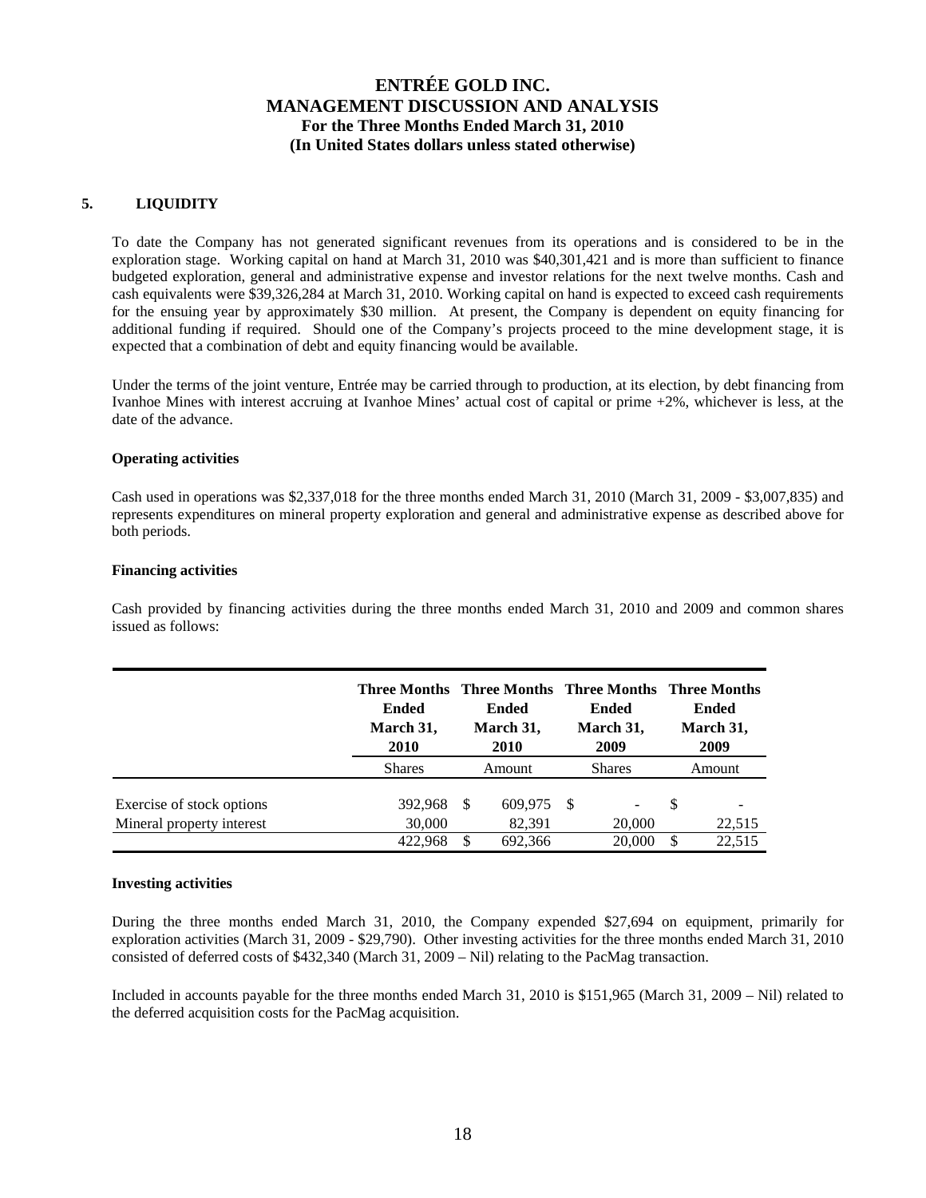## 5. LIQUIDITY

To date the Company has not generated significant revenues from its operations and is considered to be in the exploration stage. Working capital on hand at March 31, 2010 was $40,301,421 and is more than sufficient to finance budgeted exploration, general and administrative expense and investor relations for the next twelve months. Cash and cash equivalents were $39,326,284 at March 31, 2010. Working capital on hand is expected to exceed cash requirements for the ensuing year by approximately $30 million. At present, the Company is dependent on equity financing for additional funding if required. Should one of the Company's projects proceed to the mine development stage, it is expected that a combination of debt and equity financing would be available.

Under the terms of the joint venture, Entrée may be carried through to production, at its election, by debt financing from Ivanhoe Mines with interest accruing at Ivanhoe Mines' actual cost of capital or prime +2%, whichever is less, at the date of the advance.

**Operating activities**

Cash used in operations was $2,337,018 for the three months ended March 31, 2010 (March 31, 2009 - $3,007,835) and represents expenditures on mineral property exploration and general and administrative expense as described above for both periods.

**Financing activities**

Cash provided by financing activities during the three months ended March 31, 2010 and 2009 and common shares issued as follows:

| | Three Months Ended March 31, 2010 | Three Months Ended March 31, 2010 | Three Months Ended March 31, 2009 | Three Months Ended March 31, 2009 |
|---|---|---|---|---|
| | Shares | Amount | Shares | Amount |
| Exercise of stock options | 392,968 | $ 609,975 | $ - | $ - |
| Mineral property interest | 30,000 | 82,391 | 20,000 | 22,515 |
| | 422,968 | $ 692,366 | 20,000 | $ 22,515 |

**Investing activities**

During the three months ended March 31, 2010, the Company expended $27,694 on equipment, primarily for exploration activities (March 31, 2009 - $29,790). Other investing activities for the three months ended March 31, 2010 consisted of deferred costs of $432,340 (March 31, 2009 – Nil) relating to the PacMag transaction.

Included in accounts payable for the three months ended March 31, 2010 is $151,965 (March 31, 2009 – Nil) related to the deferred acquisition costs for the PacMag acquisition.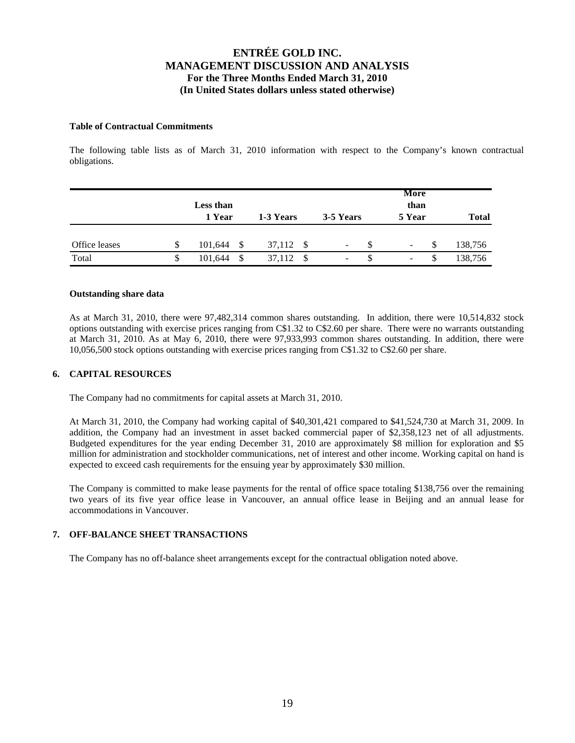### Table of Contractual Commitments

The following table lists as of March 31, 2010 information with respect to the Company's known contractual obligations.

| | Less than 1 Year | 1-3 Years | 3-5 Years | More than 5 Year | Total |
|---|---|---|---|---|---|
| Office leases | $ 101,644 | $ 37,112 | $ - | $ - | $ 138,756 |
| Total | $ 101,644 | $ 37,112 | $ - | $ - | $ 138,756 |

### Outstanding share data

As at March 31, 2010, there were 97,482,314 common shares outstanding. In addition, there were 10,514,832 stock options outstanding with exercise prices ranging from C$1.32 to C$2.60 per share. There were no warrants outstanding at March 31, 2010. As at May 6, 2010, there were 97,933,993 common shares outstanding. In addition, there were 10,056,500 stock options outstanding with exercise prices ranging from C$1.32 to C$2.60 per share.

## 6. CAPITAL RESOURCES

The Company had no commitments for capital assets at March 31, 2010.

At March 31, 2010, the Company had working capital of $40,301,421 compared to $41,524,730 at March 31, 2009. In addition, the Company had an investment in asset backed commercial paper of $2,358,123 net of all adjustments. Budgeted expenditures for the year ending December 31, 2010 are approximately $8 million for exploration and $5 million for administration and stockholder communications, net of interest and other income. Working capital on hand is expected to exceed cash requirements for the ensuing year by approximately $30 million.

The Company is committed to make lease payments for the rental of office space totaling $138,756 over the remaining two years of its five year office lease in Vancouver, an annual office lease in Beijing and an annual lease for accommodations in Vancouver.

## 7. OFF-BALANCE SHEET TRANSACTIONS

The Company has no off-balance sheet arrangements except for the contractual obligation noted above.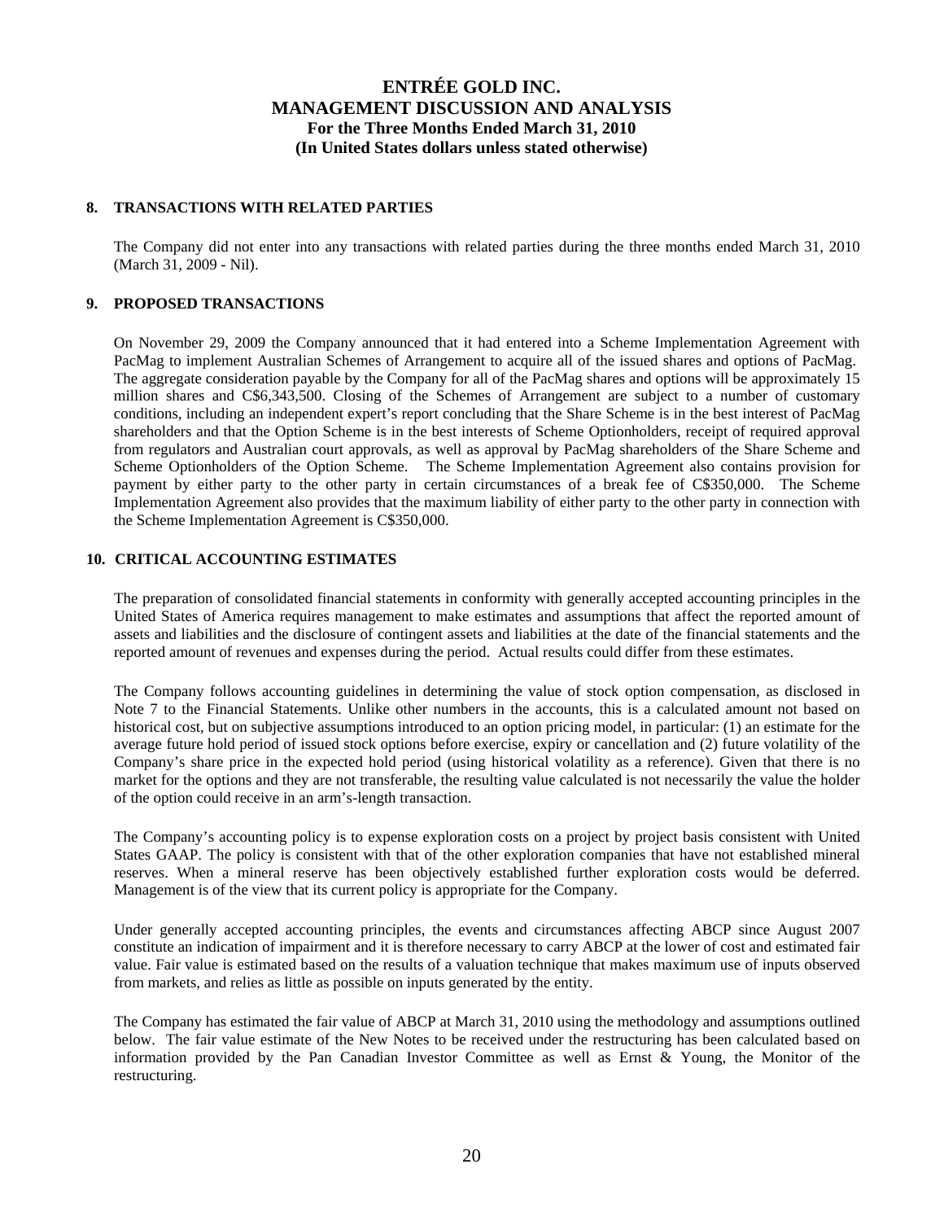## 8. TRANSACTIONS WITH RELATED PARTIES

The Company did not enter into any transactions with related parties during the three months ended March 31, 2010 (March 31, 2009 - Nil).

## 9. PROPOSED TRANSACTIONS

On November 29, 2009 the Company announced that it had entered into a Scheme Implementation Agreement with PacMag to implement Australian Schemes of Arrangement to acquire all of the issued shares and options of PacMag. The aggregate consideration payable by the Company for all of the PacMag shares and options will be approximately 15 million shares and C$6,343,500. Closing of the Schemes of Arrangement are subject to a number of customary conditions, including an independent expert's report concluding that the Share Scheme is in the best interest of PacMag shareholders and that the Option Scheme is in the best interests of Scheme Optionholders, receipt of required approval from regulators and Australian court approvals, as well as approval by PacMag shareholders of the Share Scheme and Scheme Optionholders of the Option Scheme. The Scheme Implementation Agreement also contains provision for payment by either party to the other party in certain circumstances of a break fee of C$350,000. The Scheme Implementation Agreement also provides that the maximum liability of either party to the other party in connection with the Scheme Implementation Agreement is C$350,000.

## 10. CRITICAL ACCOUNTING ESTIMATES

The preparation of consolidated financial statements in conformity with generally accepted accounting principles in the United States of America requires management to make estimates and assumptions that affect the reported amount of assets and liabilities and the disclosure of contingent assets and liabilities at the date of the financial statements and the reported amount of revenues and expenses during the period. Actual results could differ from these estimates.

The Company follows accounting guidelines in determining the value of stock option compensation, as disclosed in Note 7 to the Financial Statements. Unlike other numbers in the accounts, this is a calculated amount not based on historical cost, but on subjective assumptions introduced to an option pricing model, in particular: (1) an estimate for the average future hold period of issued stock options before exercise, expiry or cancellation and (2) future volatility of the Company's share price in the expected hold period (using historical volatility as a reference). Given that there is no market for the options and they are not transferable, the resulting value calculated is not necessarily the value the holder of the option could receive in an arm's-length transaction.

The Company's accounting policy is to expense exploration costs on a project by project basis consistent with United States GAAP. The policy is consistent with that of the other exploration companies that have not established mineral reserves. When a mineral reserve has been objectively established further exploration costs would be deferred. Management is of the view that its current policy is appropriate for the Company.

Under generally accepted accounting principles, the events and circumstances affecting ABCP since August 2007 constitute an indication of impairment and it is therefore necessary to carry ABCP at the lower of cost and estimated fair value. Fair value is estimated based on the results of a valuation technique that makes maximum use of inputs observed from markets, and relies as little as possible on inputs generated by the entity.

The Company has estimated the fair value of ABCP at March 31, 2010 using the methodology and assumptions outlined below. The fair value estimate of the New Notes to be received under the restructuring has been calculated based on information provided by the Pan Canadian Investor Committee as well as Ernst & Young, the Monitor of the restructuring.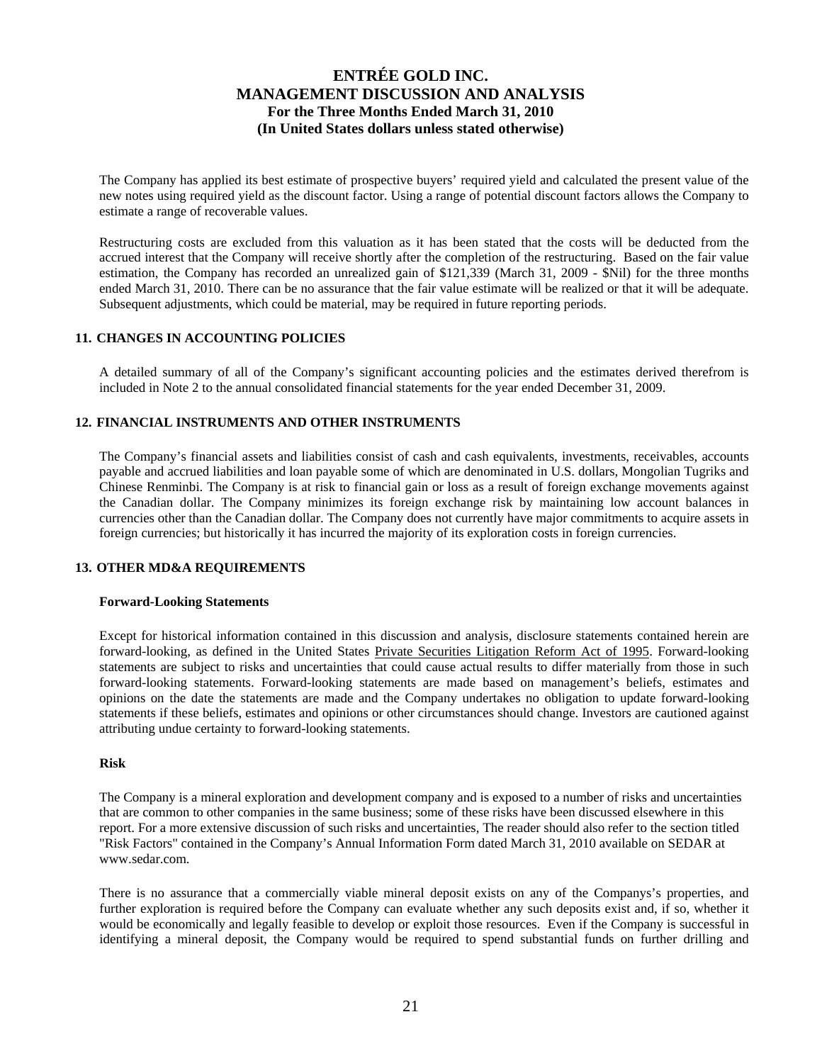The Company has applied its best estimate of prospective buyers' required yield and calculated the present value of the new notes using required yield as the discount factor. Using a range of potential discount factors allows the Company to estimate a range of recoverable values.

Restructuring costs are excluded from this valuation as it has been stated that the costs will be deducted from the accrued interest that the Company will receive shortly after the completion of the restructuring. Based on the fair value estimation, the Company has recorded an unrealized gain of $121,339 (March 31, 2009 - $Nil) for the three months ended March 31, 2010. There can be no assurance that the fair value estimate will be realized or that it will be adequate. Subsequent adjustments, which could be material, may be required in future reporting periods.

## 11. CHANGES IN ACCOUNTING POLICIES

A detailed summary of all of the Company's significant accounting policies and the estimates derived therefrom is included in Note 2 to the annual consolidated financial statements for the year ended December 31, 2009.

## 12. FINANCIAL INSTRUMENTS AND OTHER INSTRUMENTS

The Company's financial assets and liabilities consist of cash and cash equivalents, investments, receivables, accounts payable and accrued liabilities and loan payable some of which are denominated in U.S. dollars, Mongolian Tugriks and Chinese Renminbi. The Company is at risk to financial gain or loss as a result of foreign exchange movements against the Canadian dollar. The Company minimizes its foreign exchange risk by maintaining low account balances in currencies other than the Canadian dollar. The Company does not currently have major commitments to acquire assets in foreign currencies; but historically it has incurred the majority of its exploration costs in foreign currencies.

## 13. OTHER MD&A REQUIREMENTS

### Forward-Looking Statements

Except for historical information contained in this discussion and analysis, disclosure statements contained herein are forward-looking, as defined in the United States Private Securities Litigation Reform Act of 1995. Forward-looking statements are subject to risks and uncertainties that could cause actual results to differ materially from those in such forward-looking statements. Forward-looking statements are made based on management's beliefs, estimates and opinions on the date the statements are made and the Company undertakes no obligation to update forward-looking statements if these beliefs, estimates and opinions or other circumstances should change. Investors are cautioned against attributing undue certainty to forward-looking statements.

### Risk

The Company is a mineral exploration and development company and is exposed to a number of risks and uncertainties that are common to other companies in the same business; some of these risks have been discussed elsewhere in this report. For a more extensive discussion of such risks and uncertainties, The reader should also refer to the section titled "Risk Factors" contained in the Company's Annual Information Form dated March 31, 2010 available on SEDAR at www.sedar.com.

There is no assurance that a commercially viable mineral deposit exists on any of the Companys's properties, and further exploration is required before the Company can evaluate whether any such deposits exist and, if so, whether it would be economically and legally feasible to develop or exploit those resources. Even if the Company is successful in identifying a mineral deposit, the Company would be required to spend substantial funds on further drilling and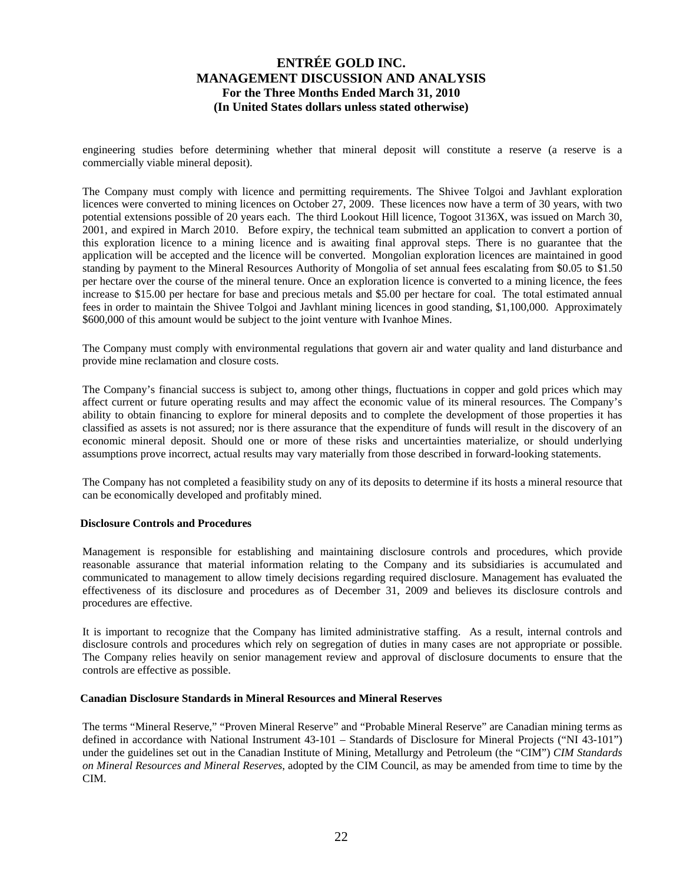engineering studies before determining whether that mineral deposit will constitute a reserve (a reserve is a commercially viable mineral deposit).

The Company must comply with licence and permitting requirements. The Shivee Tolgoi and Javhlant exploration licences were converted to mining licences on October 27, 2009. These licences now have a term of 30 years, with two potential extensions possible of 20 years each. The third Lookout Hill licence, Togoot 3136X, was issued on March 30, 2001, and expired in March 2010. Before expiry, the technical team submitted an application to convert a portion of this exploration licence to a mining licence and is awaiting final approval steps. There is no guarantee that the application will be accepted and the licence will be converted. Mongolian exploration licences are maintained in good standing by payment to the Mineral Resources Authority of Mongolia of set annual fees escalating from \$0.05 to \$1.50 per hectare over the course of the mineral tenure. Once an exploration licence is converted to a mining licence, the fees increase to \$15.00 per hectare for base and precious metals and \$5.00 per hectare for coal. The total estimated annual fees in order to maintain the Shivee Tolgoi and Javhlant mining licences in good standing, \$1,100,000. Approximately \$600,000 of this amount would be subject to the joint venture with Ivanhoe Mines.

The Company must comply with environmental regulations that govern air and water quality and land disturbance and provide mine reclamation and closure costs.

The Company's financial success is subject to, among other things, fluctuations in copper and gold prices which may affect current or future operating results and may affect the economic value of its mineral resources. The Company's ability to obtain financing to explore for mineral deposits and to complete the development of those properties it has classified as assets is not assured; nor is there assurance that the expenditure of funds will result in the discovery of an economic mineral deposit. Should one or more of these risks and uncertainties materialize, or should underlying assumptions prove incorrect, actual results may vary materially from those described in forward-looking statements.

The Company has not completed a feasibility study on any of its deposits to determine if its hosts a mineral resource that can be economically developed and profitably mined.

**Disclosure Controls and Procedures**

Management is responsible for establishing and maintaining disclosure controls and procedures, which provide reasonable assurance that material information relating to the Company and its subsidiaries is accumulated and communicated to management to allow timely decisions regarding required disclosure. Management has evaluated the effectiveness of its disclosure and procedures as of December 31, 2009 and believes its disclosure controls and procedures are effective.

It is important to recognize that the Company has limited administrative staffing. As a result, internal controls and disclosure controls and procedures which rely on segregation of duties in many cases are not appropriate or possible. The Company relies heavily on senior management review and approval of disclosure documents to ensure that the controls are effective as possible.

**Canadian Disclosure Standards in Mineral Resources and Mineral Reserves**

The terms "Mineral Reserve," "Proven Mineral Reserve" and "Probable Mineral Reserve" are Canadian mining terms as defined in accordance with National Instrument 43-101 – Standards of Disclosure for Mineral Projects ("NI 43-101") under the guidelines set out in the Canadian Institute of Mining, Metallurgy and Petroleum (the "CIM") *CIM Standards on Mineral Resources and Mineral Reserves*, adopted by the CIM Council, as may be amended from time to time by the CIM.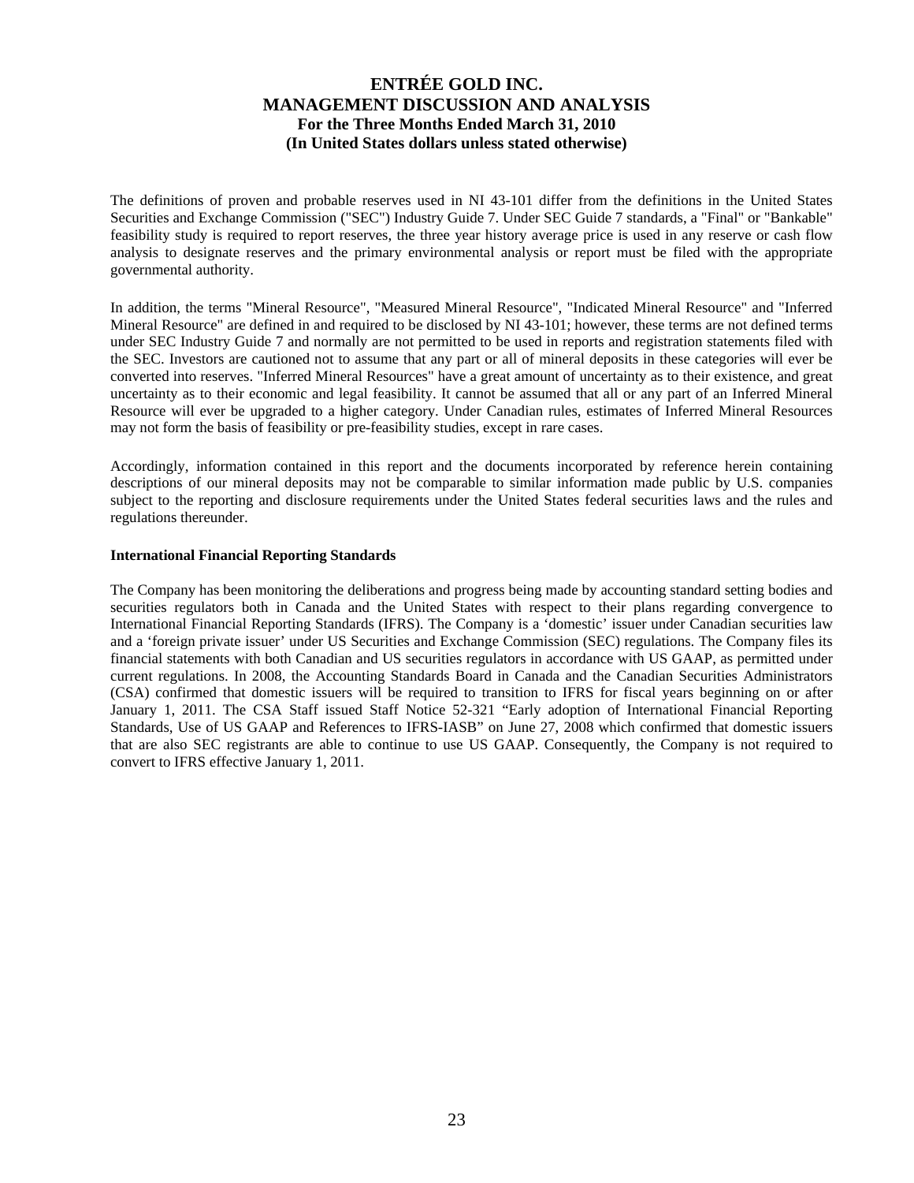The definitions of proven and probable reserves used in NI 43-101 differ from the definitions in the United States Securities and Exchange Commission ("SEC") Industry Guide 7. Under SEC Guide 7 standards, a "Final" or "Bankable" feasibility study is required to report reserves, the three year history average price is used in any reserve or cash flow analysis to designate reserves and the primary environmental analysis or report must be filed with the appropriate governmental authority.

In addition, the terms "Mineral Resource", "Measured Mineral Resource", "Indicated Mineral Resource" and "Inferred Mineral Resource" are defined in and required to be disclosed by NI 43-101; however, these terms are not defined terms under SEC Industry Guide 7 and normally are not permitted to be used in reports and registration statements filed with the SEC. Investors are cautioned not to assume that any part or all of mineral deposits in these categories will ever be converted into reserves. "Inferred Mineral Resources" have a great amount of uncertainty as to their existence, and great uncertainty as to their economic and legal feasibility. It cannot be assumed that all or any part of an Inferred Mineral Resource will ever be upgraded to a higher category. Under Canadian rules, estimates of Inferred Mineral Resources may not form the basis of feasibility or pre-feasibility studies, except in rare cases.

Accordingly, information contained in this report and the documents incorporated by reference herein containing descriptions of our mineral deposits may not be comparable to similar information made public by U.S. companies subject to the reporting and disclosure requirements under the United States federal securities laws and the rules and regulations thereunder.

**International Financial Reporting Standards**

The Company has been monitoring the deliberations and progress being made by accounting standard setting bodies and securities regulators both in Canada and the United States with respect to their plans regarding convergence to International Financial Reporting Standards (IFRS). The Company is a 'domestic' issuer under Canadian securities law and a 'foreign private issuer' under US Securities and Exchange Commission (SEC) regulations. The Company files its financial statements with both Canadian and US securities regulators in accordance with US GAAP, as permitted under current regulations. In 2008, the Accounting Standards Board in Canada and the Canadian Securities Administrators (CSA) confirmed that domestic issuers will be required to transition to IFRS for fiscal years beginning on or after January 1, 2011. The CSA Staff issued Staff Notice 52-321 "Early adoption of International Financial Reporting Standards, Use of US GAAP and References to IFRS-IASB" on June 27, 2008 which confirmed that domestic issuers that are also SEC registrants are able to continue to use US GAAP. Consequently, the Company is not required to convert to IFRS effective January 1, 2011.